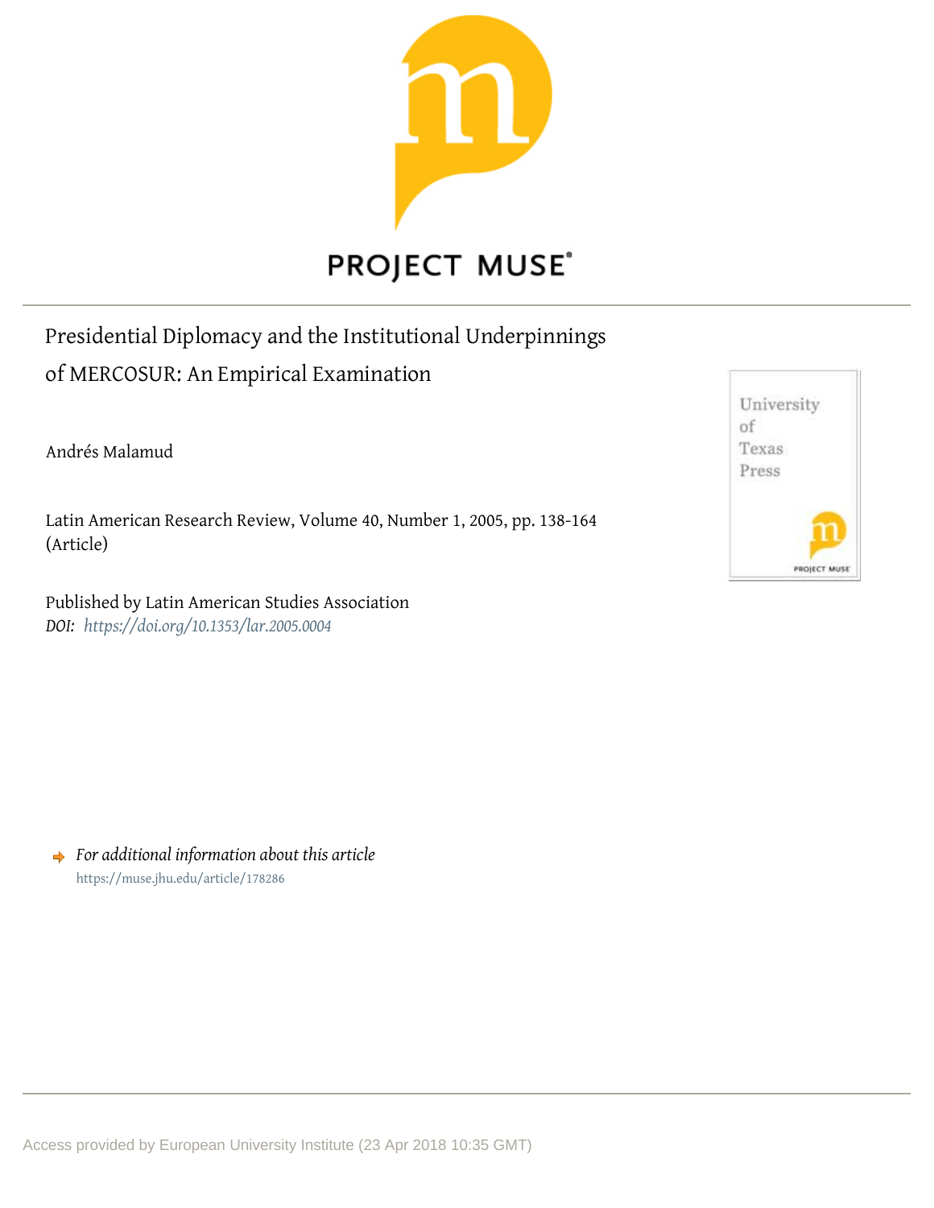PROJECT MUSE

# Presidential Diplomacy and the Institutional Underpinnings of MERCOSUR: An Empirical Examination

Andrés Malamud

Latin American Research Review, Volume 40, Number 1, 2005, pp. 138-164 (Article)

Published by Latin American Studies Association
*DOI: https://doi.org/10.1353/lar.2005.0004*

University of Texas Press

*For additional information about this article*
https://muse.jhu.edu/article/178286

Access provided by European University Institute (23 Apr 2018 10:35 GMT)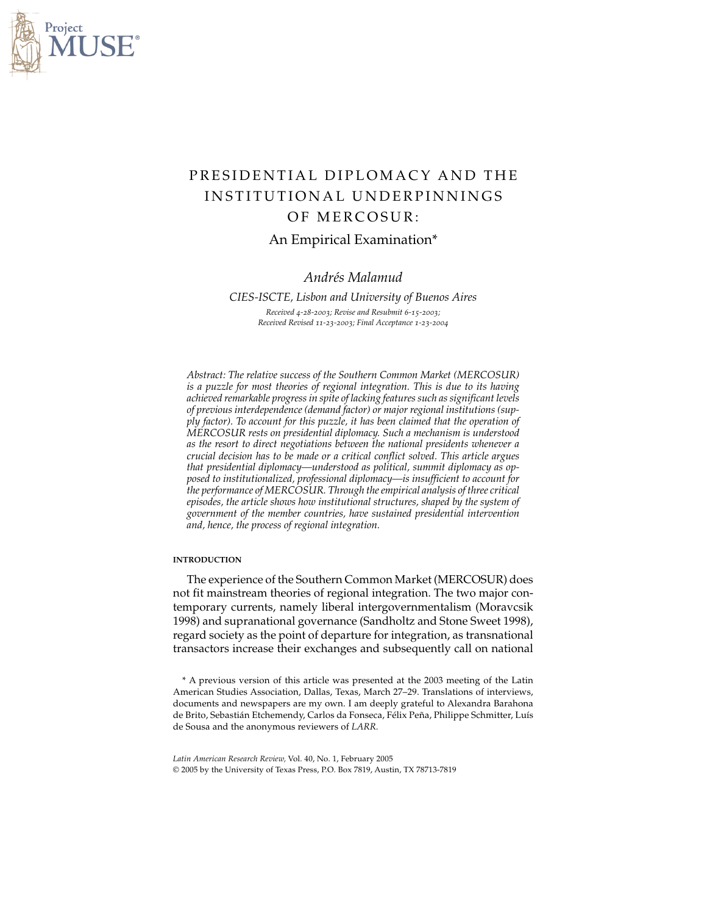# PRESIDENTIAL DIPLOMACY AND THE INSTITUTIONAL UNDERPINNINGS OF MERCOSUR:

## An Empirical Examination*

*Andrés Malamud*

*CIES-ISCTE, Lisbon and University of Buenos Aires*

*Received 4-28-2003; Revise and Resubmit 6-15-2003; Received Revised 11-23-2003; Final Acceptance 1-23-2004*

*Abstract: The relative success of the Southern Common Market (MERCOSUR) is a puzzle for most theories of regional integration. This is due to its having achieved remarkable progress in spite of lacking features such as significant levels of previous interdependence (demand factor) or major regional institutions (supply factor). To account for this puzzle, it has been claimed that the operation of MERCOSUR rests on presidential diplomacy. Such a mechanism is understood as the resort to direct negotiations between the national presidents whenever a crucial decision has to be made or a critical conflict solved. This article argues that presidential diplomacy—understood as political, summit diplomacy as opposed to institutionalized, professional diplomacy—is insufficient to account for the performance of MERCOSUR. Through the empirical analysis of three critical episodes, the article shows how institutional structures, shaped by the system of government of the member countries, have sustained presidential intervention and, hence, the process of regional integration.*

### INTRODUCTION

The experience of the Southern Common Market (MERCOSUR) does not fit mainstream theories of regional integration. The two major contemporary currents, namely liberal intergovernmentalism (Moravcsik 1998) and supranational governance (Sandholtz and Stone Sweet 1998), regard society as the point of departure for integration, as transnational transactors increase their exchanges and subsequently call on national

\* A previous version of this article was presented at the 2003 meeting of the Latin American Studies Association, Dallas, Texas, March 27–29. Translations of interviews, documents and newspapers are my own. I am deeply grateful to Alexandra Barahona de Brito, Sebastián Etchemendy, Carlos da Fonseca, Félix Peña, Philippe Schmitter, Luís de Sousa and the anonymous reviewers of *LARR*.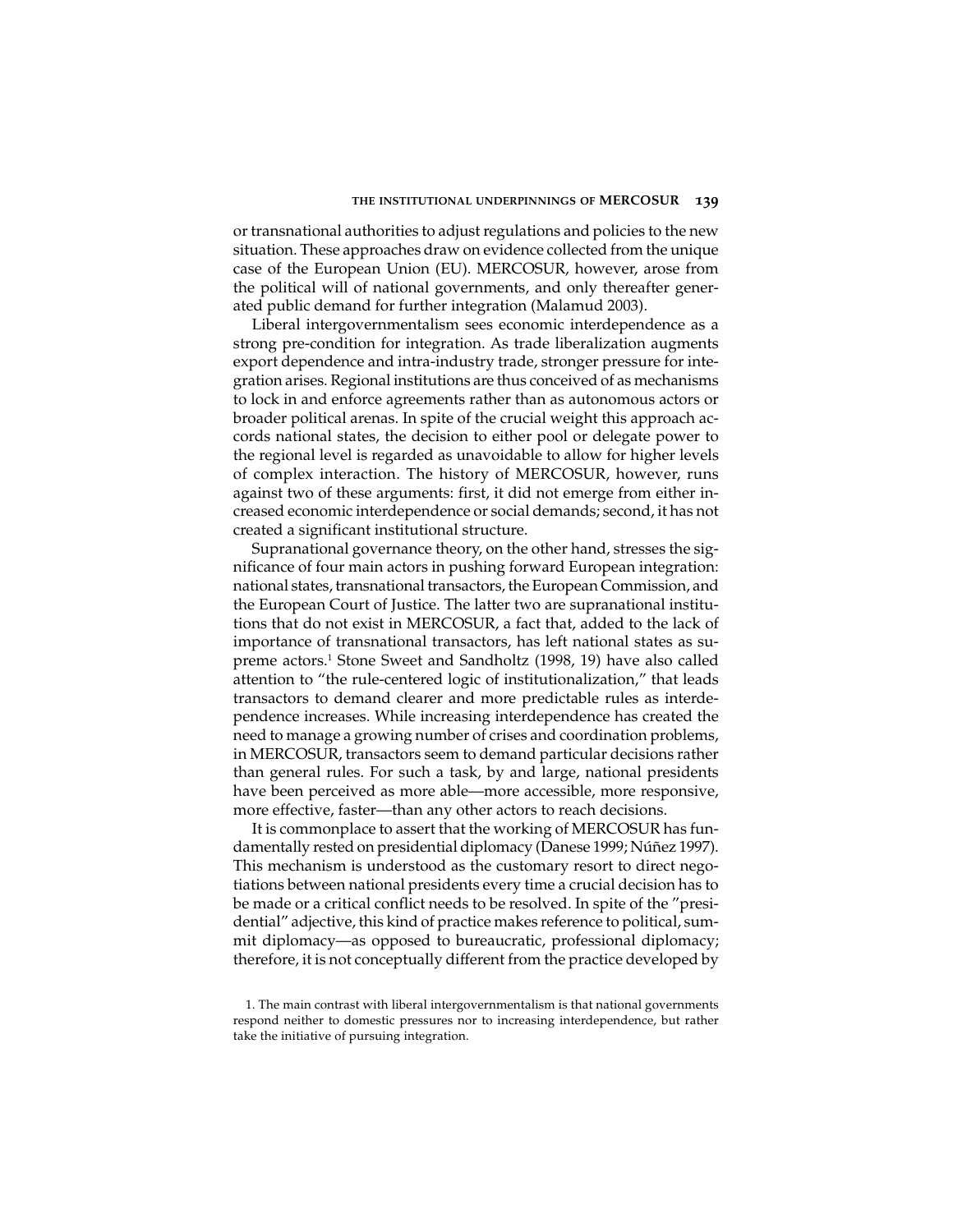or transnational authorities to adjust regulations and policies to the new situation. These approaches draw on evidence collected from the unique case of the European Union (EU). MERCOSUR, however, arose from the political will of national governments, and only thereafter generated public demand for further integration (Malamud 2003).

Liberal intergovernmentalism sees economic interdependence as a strong pre-condition for integration. As trade liberalization augments export dependence and intra-industry trade, stronger pressure for integration arises. Regional institutions are thus conceived of as mechanisms to lock in and enforce agreements rather than as autonomous actors or broader political arenas. In spite of the crucial weight this approach accords national states, the decision to either pool or delegate power to the regional level is regarded as unavoidable to allow for higher levels of complex interaction. The history of MERCOSUR, however, runs against two of these arguments: first, it did not emerge from either increased economic interdependence or social demands; second, it has not created a significant institutional structure.

Supranational governance theory, on the other hand, stresses the significance of four main actors in pushing forward European integration: national states, transnational transactors, the European Commission, and the European Court of Justice. The latter two are supranational institutions that do not exist in MERCOSUR, a fact that, added to the lack of importance of transnational transactors, has left national states as supreme actors.[1] Stone Sweet and Sandholtz (1998, 19) have also called attention to "the rule-centered logic of institutionalization," that leads transactors to demand clearer and more predictable rules as interdependence increases. While increasing interdependence has created the need to manage a growing number of crises and coordination problems, in MERCOSUR, transactors seem to demand particular decisions rather than general rules. For such a task, by and large, national presidents have been perceived as more able—more accessible, more responsive, more effective, faster—than any other actors to reach decisions.

It is commonplace to assert that the working of MERCOSUR has fundamentally rested on presidential diplomacy (Danese 1999; Núñez 1997). This mechanism is understood as the customary resort to direct negotiations between national presidents every time a crucial decision has to be made or a critical conflict needs to be resolved. In spite of the "presidential" adjective, this kind of practice makes reference to political, summit diplomacy—as opposed to bureaucratic, professional diplomacy; therefore, it is not conceptually different from the practice developed by

1. The main contrast with liberal intergovernmentalism is that national governments respond neither to domestic pressures nor to increasing interdependence, but rather take the initiative of pursuing integration.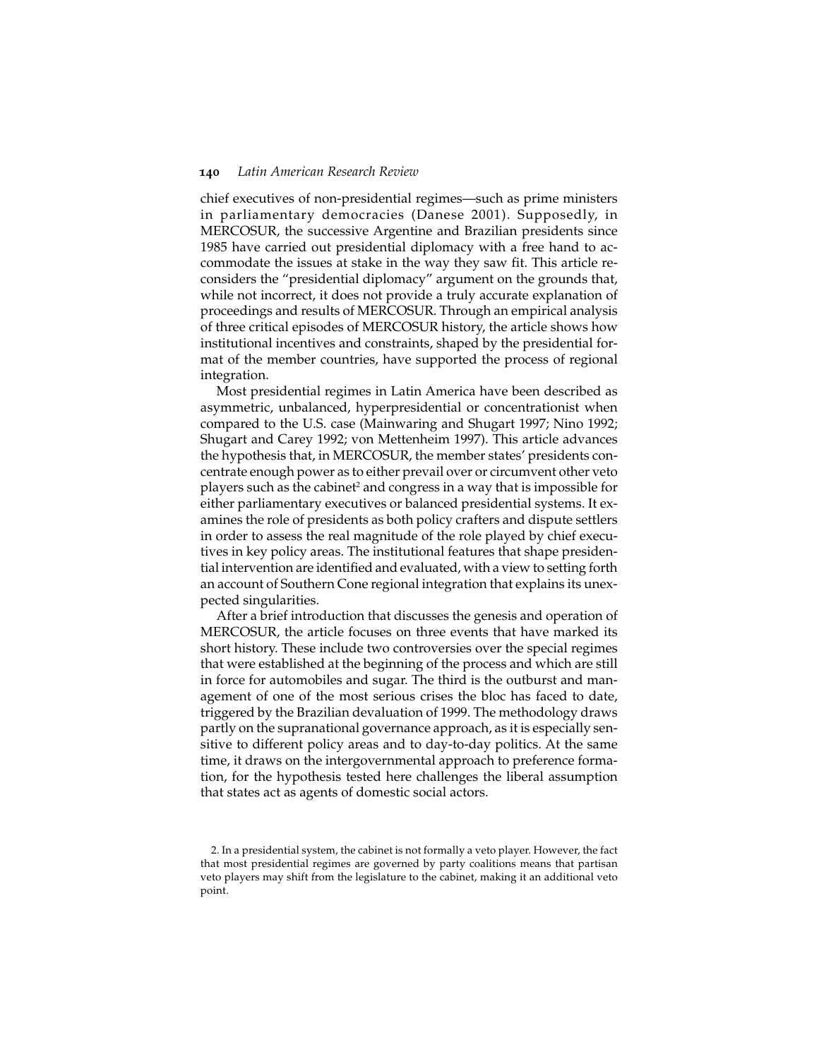chief executives of non-presidential regimes—such as prime ministers in parliamentary democracies (Danese 2001). Supposedly, in MERCOSUR, the successive Argentine and Brazilian presidents since 1985 have carried out presidential diplomacy with a free hand to accommodate the issues at stake in the way they saw fit. This article reconsiders the "presidential diplomacy" argument on the grounds that, while not incorrect, it does not provide a truly accurate explanation of proceedings and results of MERCOSUR. Through an empirical analysis of three critical episodes of MERCOSUR history, the article shows how institutional incentives and constraints, shaped by the presidential format of the member countries, have supported the process of regional integration.

Most presidential regimes in Latin America have been described as asymmetric, unbalanced, hyperpresidential or concentrationist when compared to the U.S. case (Mainwaring and Shugart 1997; Nino 1992; Shugart and Carey 1992; von Mettenheim 1997). This article advances the hypothesis that, in MERCOSUR, the member states' presidents concentrate enough power as to either prevail over or circumvent other veto players such as the cabinet[2] and congress in a way that is impossible for either parliamentary executives or balanced presidential systems. It examines the role of presidents as both policy crafters and dispute settlers in order to assess the real magnitude of the role played by chief executives in key policy areas. The institutional features that shape presidential intervention are identified and evaluated, with a view to setting forth an account of Southern Cone regional integration that explains its unexpected singularities.

After a brief introduction that discusses the genesis and operation of MERCOSUR, the article focuses on three events that have marked its short history. These include two controversies over the special regimes that were established at the beginning of the process and which are still in force for automobiles and sugar. The third is the outburst and management of one of the most serious crises the bloc has faced to date, triggered by the Brazilian devaluation of 1999. The methodology draws partly on the supranational governance approach, as it is especially sensitive to different policy areas and to day-to-day politics. At the same time, it draws on the intergovernmental approach to preference formation, for the hypothesis tested here challenges the liberal assumption that states act as agents of domestic social actors.

2. In a presidential system, the cabinet is not formally a veto player. However, the fact that most presidential regimes are governed by party coalitions means that partisan veto players may shift from the legislature to the cabinet, making it an additional veto point.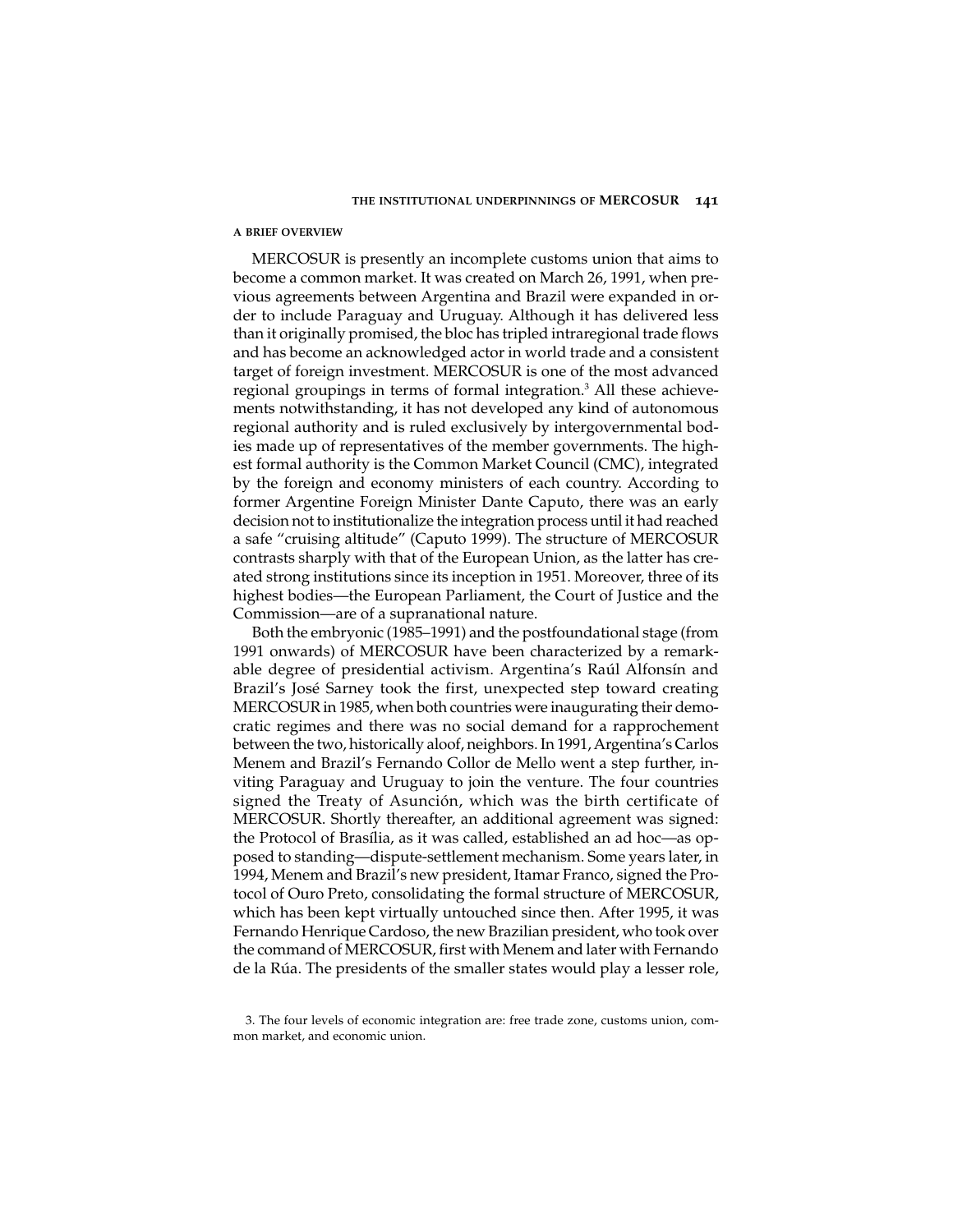### A BRIEF OVERVIEW

MERCOSUR is presently an incomplete customs union that aims to become a common market. It was created on March 26, 1991, when previous agreements between Argentina and Brazil were expanded in order to include Paraguay and Uruguay. Although it has delivered less than it originally promised, the bloc has tripled intraregional trade flows and has become an acknowledged actor in world trade and a consistent target of foreign investment. MERCOSUR is one of the most advanced regional groupings in terms of formal integration.[3] All these achievements notwithstanding, it has not developed any kind of autonomous regional authority and is ruled exclusively by intergovernmental bodies made up of representatives of the member governments. The highest formal authority is the Common Market Council (CMC), integrated by the foreign and economy ministers of each country. According to former Argentine Foreign Minister Dante Caputo, there was an early decision not to institutionalize the integration process until it had reached a safe "cruising altitude" (Caputo 1999). The structure of MERCOSUR contrasts sharply with that of the European Union, as the latter has created strong institutions since its inception in 1951. Moreover, three of its highest bodies—the European Parliament, the Court of Justice and the Commission—are of a supranational nature.

Both the embryonic (1985–1991) and the postfoundational stage (from 1991 onwards) of MERCOSUR have been characterized by a remarkable degree of presidential activism. Argentina's Raúl Alfonsín and Brazil's José Sarney took the first, unexpected step toward creating MERCOSUR in 1985, when both countries were inaugurating their democratic regimes and there was no social demand for a rapprochement between the two, historically aloof, neighbors. In 1991, Argentina's Carlos Menem and Brazil's Fernando Collor de Mello went a step further, inviting Paraguay and Uruguay to join the venture. The four countries signed the Treaty of Asunción, which was the birth certificate of MERCOSUR. Shortly thereafter, an additional agreement was signed: the Protocol of Brasília, as it was called, established an ad hoc—as opposed to standing—dispute-settlement mechanism. Some years later, in 1994, Menem and Brazil's new president, Itamar Franco, signed the Protocol of Ouro Preto, consolidating the formal structure of MERCOSUR, which has been kept virtually untouched since then. After 1995, it was Fernando Henrique Cardoso, the new Brazilian president, who took over the command of MERCOSUR, first with Menem and later with Fernando de la Rúa. The presidents of the smaller states would play a lesser role,

3. The four levels of economic integration are: free trade zone, customs union, common market, and economic union.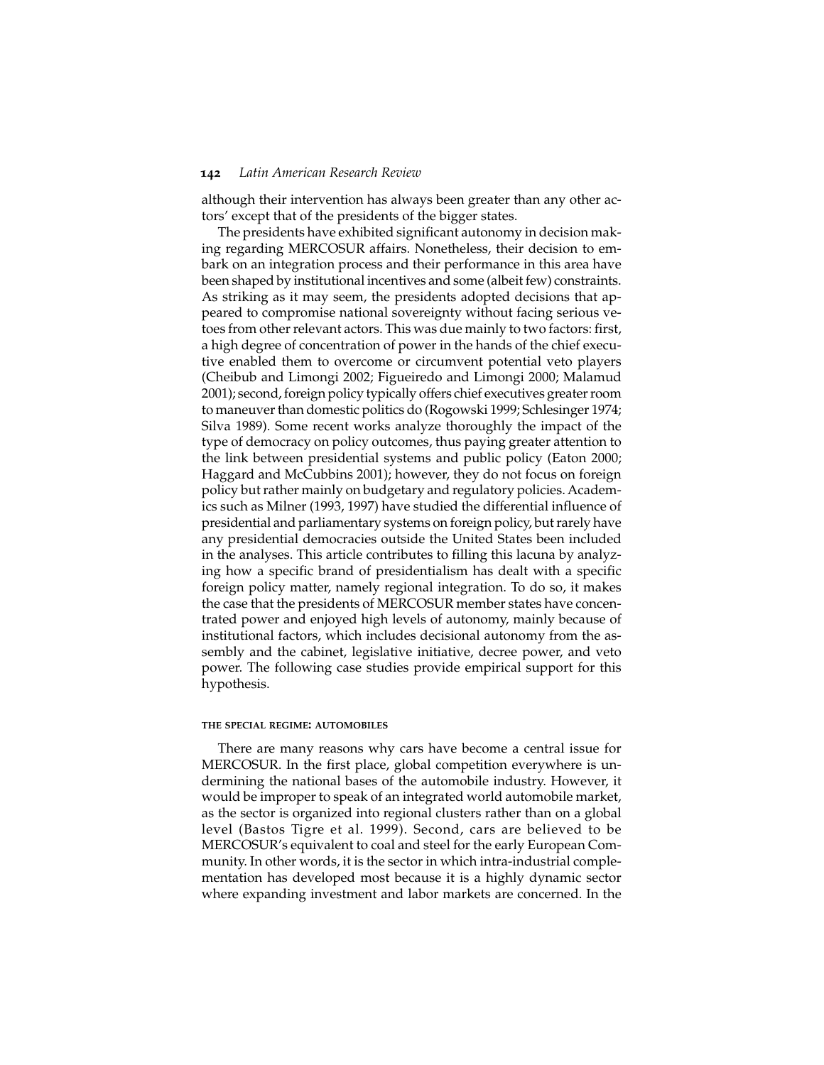although their intervention has always been greater than any other actors' except that of the presidents of the bigger states.

The presidents have exhibited significant autonomy in decision making regarding MERCOSUR affairs. Nonetheless, their decision to embark on an integration process and their performance in this area have been shaped by institutional incentives and some (albeit few) constraints. As striking as it may seem, the presidents adopted decisions that appeared to compromise national sovereignty without facing serious vetoes from other relevant actors. This was due mainly to two factors: first, a high degree of concentration of power in the hands of the chief executive enabled them to overcome or circumvent potential veto players (Cheibub and Limongi 2002; Figueiredo and Limongi 2000; Malamud 2001); second, foreign policy typically offers chief executives greater room to maneuver than domestic politics do (Rogowski 1999; Schlesinger 1974; Silva 1989). Some recent works analyze thoroughly the impact of the type of democracy on policy outcomes, thus paying greater attention to the link between presidential systems and public policy (Eaton 2000; Haggard and McCubbins 2001); however, they do not focus on foreign policy but rather mainly on budgetary and regulatory policies. Academics such as Milner (1993, 1997) have studied the differential influence of presidential and parliamentary systems on foreign policy, but rarely have any presidential democracies outside the United States been included in the analyses. This article contributes to filling this lacuna by analyzing how a specific brand of presidentialism has dealt with a specific foreign policy matter, namely regional integration. To do so, it makes the case that the presidents of MERCOSUR member states have concentrated power and enjoyed high levels of autonomy, mainly because of institutional factors, which includes decisional autonomy from the assembly and the cabinet, legislative initiative, decree power, and veto power. The following case studies provide empirical support for this hypothesis.

### THE SPECIAL REGIME: AUTOMOBILES

There are many reasons why cars have become a central issue for MERCOSUR. In the first place, global competition everywhere is undermining the national bases of the automobile industry. However, it would be improper to speak of an integrated world automobile market, as the sector is organized into regional clusters rather than on a global level (Bastos Tigre et al. 1999). Second, cars are believed to be MERCOSUR's equivalent to coal and steel for the early European Community. In other words, it is the sector in which intra-industrial complementation has developed most because it is a highly dynamic sector where expanding investment and labor markets are concerned. In the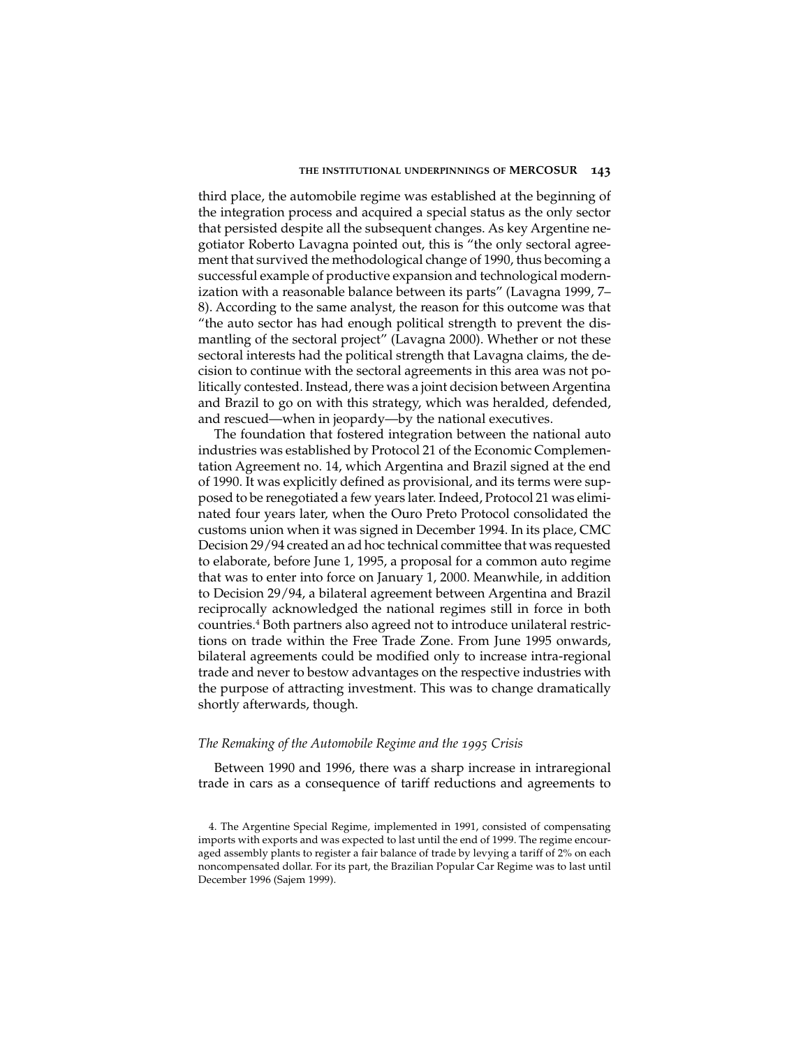third place, the automobile regime was established at the beginning of the integration process and acquired a special status as the only sector that persisted despite all the subsequent changes. As key Argentine negotiator Roberto Lavagna pointed out, this is "the only sectoral agreement that survived the methodological change of 1990, thus becoming a successful example of productive expansion and technological modernization with a reasonable balance between its parts" (Lavagna 1999, 7–8). According to the same analyst, the reason for this outcome was that "the auto sector has had enough political strength to prevent the dismantling of the sectoral project" (Lavagna 2000). Whether or not these sectoral interests had the political strength that Lavagna claims, the decision to continue with the sectoral agreements in this area was not politically contested. Instead, there was a joint decision between Argentina and Brazil to go on with this strategy, which was heralded, defended, and rescued—when in jeopardy—by the national executives.

The foundation that fostered integration between the national auto industries was established by Protocol 21 of the Economic Complementation Agreement no. 14, which Argentina and Brazil signed at the end of 1990. It was explicitly defined as provisional, and its terms were supposed to be renegotiated a few years later. Indeed, Protocol 21 was eliminated four years later, when the Ouro Preto Protocol consolidated the customs union when it was signed in December 1994. In its place, CMC Decision 29/94 created an ad hoc technical committee that was requested to elaborate, before June 1, 1995, a proposal for a common auto regime that was to enter into force on January 1, 2000. Meanwhile, in addition to Decision 29/94, a bilateral agreement between Argentina and Brazil reciprocally acknowledged the national regimes still in force in both countries.[4] Both partners also agreed not to introduce unilateral restrictions on trade within the Free Trade Zone. From June 1995 onwards, bilateral agreements could be modified only to increase intra-regional trade and never to bestow advantages on the respective industries with the purpose of attracting investment. This was to change dramatically shortly afterwards, though.

### *The Remaking of the Automobile Regime and the 1995 Crisis*

Between 1990 and 1996, there was a sharp increase in intraregional trade in cars as a consequence of tariff reductions and agreements to

4. The Argentine Special Regime, implemented in 1991, consisted of compensating imports with exports and was expected to last until the end of 1999. The regime encouraged assembly plants to register a fair balance of trade by levying a tariff of 2% on each noncompensated dollar. For its part, the Brazilian Popular Car Regime was to last until December 1996 (Sajem 1999).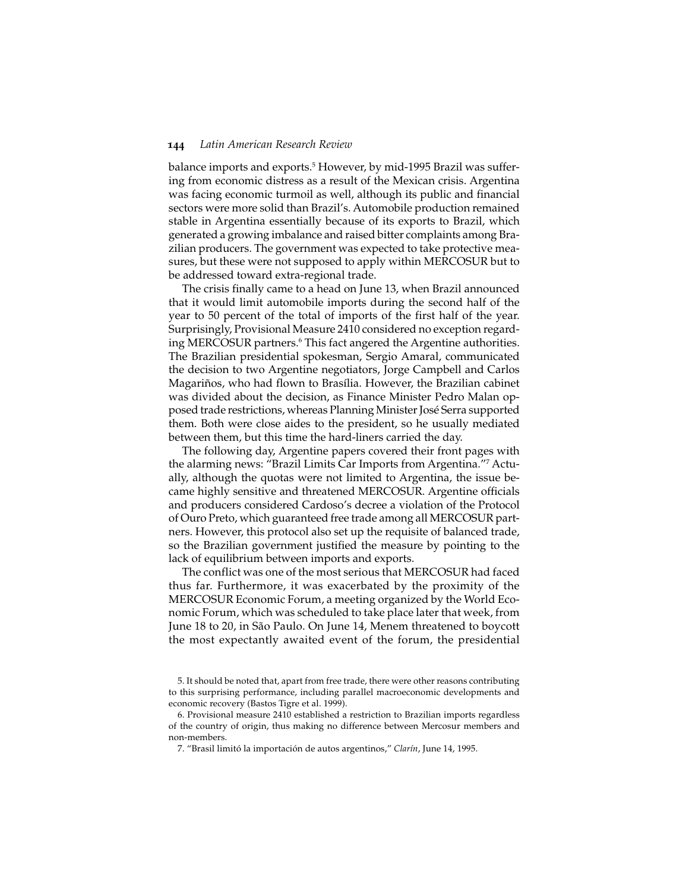balance imports and exports.[5] However, by mid-1995 Brazil was suffering from economic distress as a result of the Mexican crisis. Argentina was facing economic turmoil as well, although its public and financial sectors were more solid than Brazil's. Automobile production remained stable in Argentina essentially because of its exports to Brazil, which generated a growing imbalance and raised bitter complaints among Brazilian producers. The government was expected to take protective measures, but these were not supposed to apply within MERCOSUR but to be addressed toward extra-regional trade.

The crisis finally came to a head on June 13, when Brazil announced that it would limit automobile imports during the second half of the year to 50 percent of the total of imports of the first half of the year. Surprisingly, Provisional Measure 2410 considered no exception regarding MERCOSUR partners.[6] This fact angered the Argentine authorities. The Brazilian presidential spokesman, Sergio Amaral, communicated the decision to two Argentine negotiators, Jorge Campbell and Carlos Magariños, who had flown to Brasília. However, the Brazilian cabinet was divided about the decision, as Finance Minister Pedro Malan opposed trade restrictions, whereas Planning Minister José Serra supported them. Both were close aides to the president, so he usually mediated between them, but this time the hard-liners carried the day.

The following day, Argentine papers covered their front pages with the alarming news: "Brazil Limits Car Imports from Argentina."[7] Actually, although the quotas were not limited to Argentina, the issue became highly sensitive and threatened MERCOSUR. Argentine officials and producers considered Cardoso's decree a violation of the Protocol of Ouro Preto, which guaranteed free trade among all MERCOSUR partners. However, this protocol also set up the requisite of balanced trade, so the Brazilian government justified the measure by pointing to the lack of equilibrium between imports and exports.

The conflict was one of the most serious that MERCOSUR had faced thus far. Furthermore, it was exacerbated by the proximity of the MERCOSUR Economic Forum, a meeting organized by the World Economic Forum, which was scheduled to take place later that week, from June 18 to 20, in São Paulo. On June 14, Menem threatened to boycott the most expectantly awaited event of the forum, the presidential

5. It should be noted that, apart from free trade, there were other reasons contributing to this surprising performance, including parallel macroeconomic developments and economic recovery (Bastos Tigre et al. 1999).

6. Provisional measure 2410 established a restriction to Brazilian imports regardless of the country of origin, thus making no difference between Mercosur members and non-members.

7. "Brasil limitó la importación de autos argentinos," *Clarín*, June 14, 1995.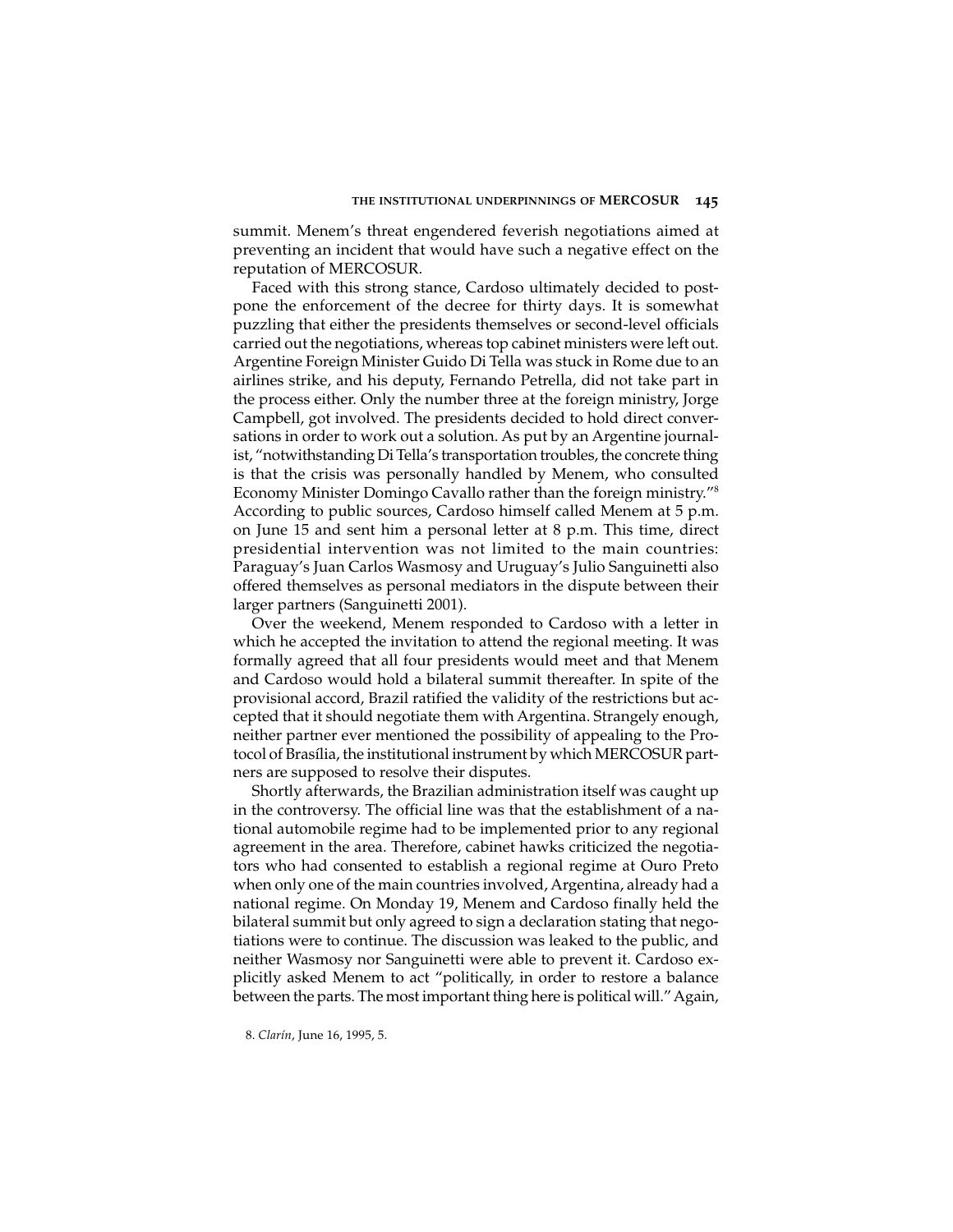summit. Menem's threat engendered feverish negotiations aimed at preventing an incident that would have such a negative effect on the reputation of MERCOSUR.

Faced with this strong stance, Cardoso ultimately decided to postpone the enforcement of the decree for thirty days. It is somewhat puzzling that either the presidents themselves or second-level officials carried out the negotiations, whereas top cabinet ministers were left out. Argentine Foreign Minister Guido Di Tella was stuck in Rome due to an airlines strike, and his deputy, Fernando Petrella, did not take part in the process either. Only the number three at the foreign ministry, Jorge Campbell, got involved. The presidents decided to hold direct conversations in order to work out a solution. As put by an Argentine journalist, "notwithstanding Di Tella's transportation troubles, the concrete thing is that the crisis was personally handled by Menem, who consulted Economy Minister Domingo Cavallo rather than the foreign ministry."[8] According to public sources, Cardoso himself called Menem at 5 p.m. on June 15 and sent him a personal letter at 8 p.m. This time, direct presidential intervention was not limited to the main countries: Paraguay's Juan Carlos Wasmosy and Uruguay's Julio Sanguinetti also offered themselves as personal mediators in the dispute between their larger partners (Sanguinetti 2001).

Over the weekend, Menem responded to Cardoso with a letter in which he accepted the invitation to attend the regional meeting. It was formally agreed that all four presidents would meet and that Menem and Cardoso would hold a bilateral summit thereafter. In spite of the provisional accord, Brazil ratified the validity of the restrictions but accepted that it should negotiate them with Argentina. Strangely enough, neither partner ever mentioned the possibility of appealing to the Protocol of Brasília, the institutional instrument by which MERCOSUR partners are supposed to resolve their disputes.

Shortly afterwards, the Brazilian administration itself was caught up in the controversy. The official line was that the establishment of a national automobile regime had to be implemented prior to any regional agreement in the area. Therefore, cabinet hawks criticized the negotiators who had consented to establish a regional regime at Ouro Preto when only one of the main countries involved, Argentina, already had a national regime. On Monday 19, Menem and Cardoso finally held the bilateral summit but only agreed to sign a declaration stating that negotiations were to continue. The discussion was leaked to the public, and neither Wasmosy nor Sanguinetti were able to prevent it. Cardoso explicitly asked Menem to act "politically, in order to restore a balance between the parts. The most important thing here is political will." Again,

8. *Clarín*, June 16, 1995, 5.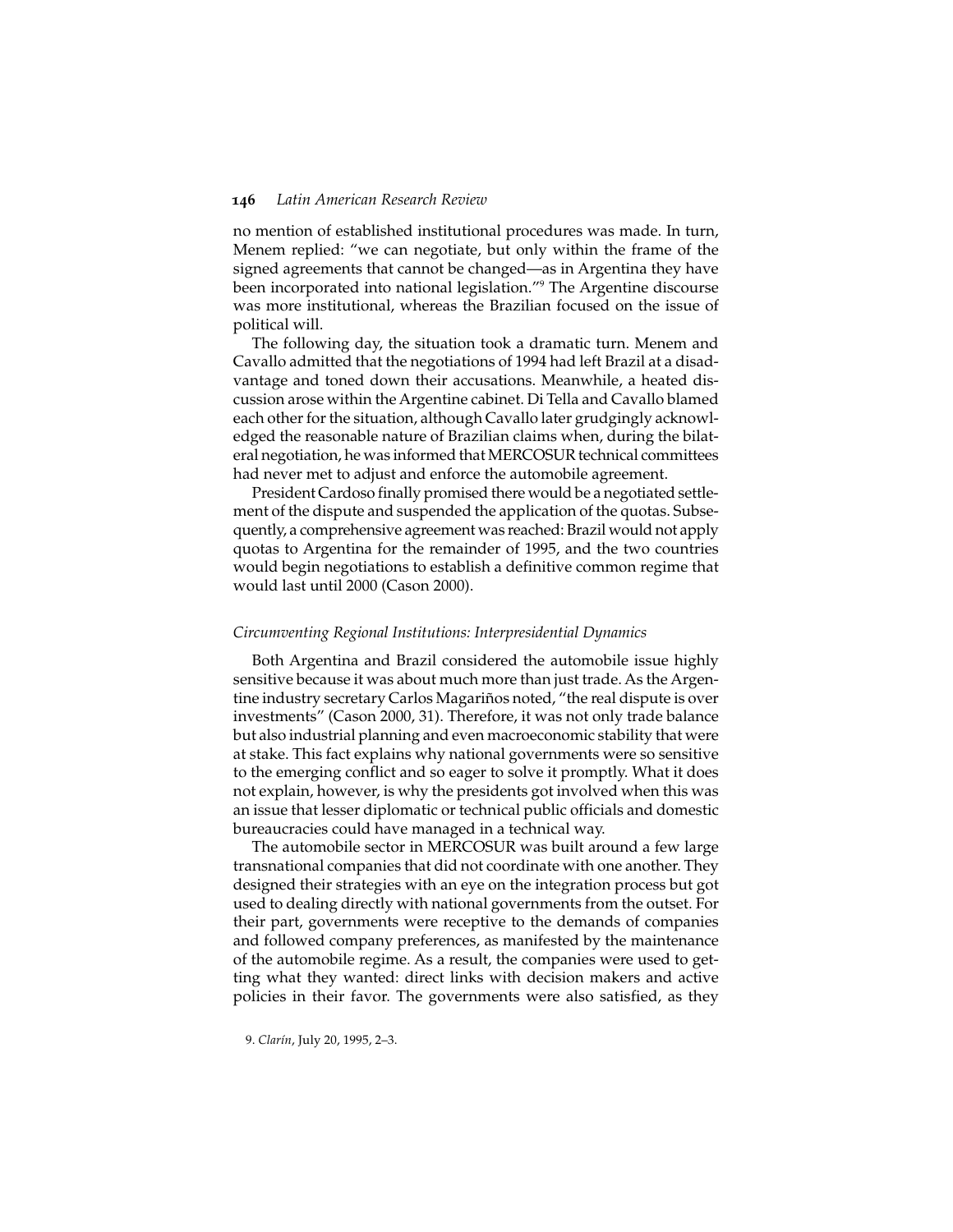no mention of established institutional procedures was made. In turn, Menem replied: "we can negotiate, but only within the frame of the signed agreements that cannot be changed—as in Argentina they have been incorporated into national legislation."[9] The Argentine discourse was more institutional, whereas the Brazilian focused on the issue of political will.

The following day, the situation took a dramatic turn. Menem and Cavallo admitted that the negotiations of 1994 had left Brazil at a disadvantage and toned down their accusations. Meanwhile, a heated discussion arose within the Argentine cabinet. Di Tella and Cavallo blamed each other for the situation, although Cavallo later grudgingly acknowledged the reasonable nature of Brazilian claims when, during the bilateral negotiation, he was informed that MERCOSUR technical committees had never met to adjust and enforce the automobile agreement.

President Cardoso finally promised there would be a negotiated settlement of the dispute and suspended the application of the quotas. Subsequently, a comprehensive agreement was reached: Brazil would not apply quotas to Argentina for the remainder of 1995, and the two countries would begin negotiations to establish a definitive common regime that would last until 2000 (Cason 2000).

### *Circumventing Regional Institutions: Interpresidential Dynamics*

Both Argentina and Brazil considered the automobile issue highly sensitive because it was about much more than just trade. As the Argentine industry secretary Carlos Magariños noted, "the real dispute is over investments" (Cason 2000, 31). Therefore, it was not only trade balance but also industrial planning and even macroeconomic stability that were at stake. This fact explains why national governments were so sensitive to the emerging conflict and so eager to solve it promptly. What it does not explain, however, is why the presidents got involved when this was an issue that lesser diplomatic or technical public officials and domestic bureaucracies could have managed in a technical way.

The automobile sector in MERCOSUR was built around a few large transnational companies that did not coordinate with one another. They designed their strategies with an eye on the integration process but got used to dealing directly with national governments from the outset. For their part, governments were receptive to the demands of companies and followed company preferences, as manifested by the maintenance of the automobile regime. As a result, the companies were used to getting what they wanted: direct links with decision makers and active policies in their favor. The governments were also satisfied, as they

9. *Clarín*, July 20, 1995, 2–3.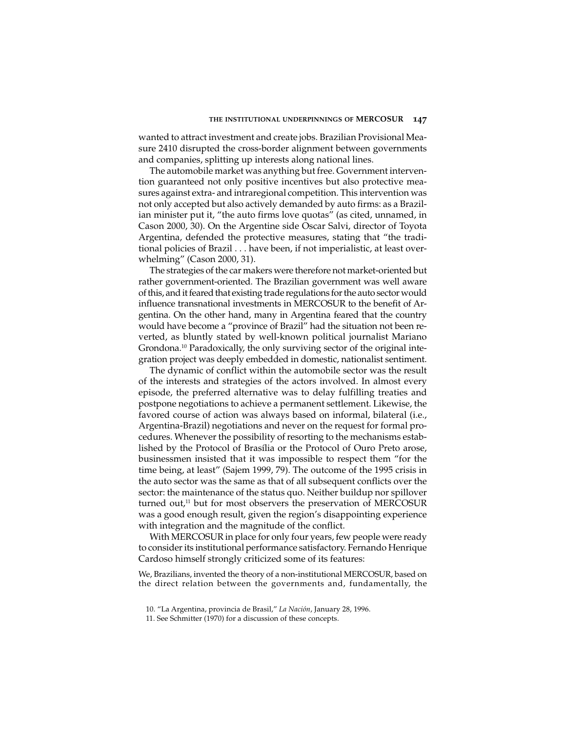wanted to attract investment and create jobs. Brazilian Provisional Measure 2410 disrupted the cross-border alignment between governments and companies, splitting up interests along national lines.

The automobile market was anything but free. Government intervention guaranteed not only positive incentives but also protective measures against extra- and intraregional competition. This intervention was not only accepted but also actively demanded by auto firms: as a Brazilian minister put it, "the auto firms love quotas" (as cited, unnamed, in Cason 2000, 30). On the Argentine side Oscar Salvi, director of Toyota Argentina, defended the protective measures, stating that "the traditional policies of Brazil . . . have been, if not imperialistic, at least overwhelming" (Cason 2000, 31).

The strategies of the car makers were therefore not market-oriented but rather government-oriented. The Brazilian government was well aware of this, and it feared that existing trade regulations for the auto sector would influence transnational investments in MERCOSUR to the benefit of Argentina. On the other hand, many in Argentina feared that the country would have become a "province of Brazil" had the situation not been reverted, as bluntly stated by well-known political journalist Mariano Grondona.[10] Paradoxically, the only surviving sector of the original integration project was deeply embedded in domestic, nationalist sentiment.

The dynamic of conflict within the automobile sector was the result of the interests and strategies of the actors involved. In almost every episode, the preferred alternative was to delay fulfilling treaties and postpone negotiations to achieve a permanent settlement. Likewise, the favored course of action was always based on informal, bilateral (i.e., Argentina-Brazil) negotiations and never on the request for formal procedures. Whenever the possibility of resorting to the mechanisms established by the Protocol of Brasília or the Protocol of Ouro Preto arose, businessmen insisted that it was impossible to respect them "for the time being, at least" (Sajem 1999, 79). The outcome of the 1995 crisis in the auto sector was the same as that of all subsequent conflicts over the sector: the maintenance of the status quo. Neither buildup nor spillover turned out,[11] but for most observers the preservation of MERCOSUR was a good enough result, given the region's disappointing experience with integration and the magnitude of the conflict.

With MERCOSUR in place for only four years, few people were ready to consider its institutional performance satisfactory. Fernando Henrique Cardoso himself strongly criticized some of its features:

> We, Brazilians, invented the theory of a non-institutional MERCOSUR, based on the direct relation between the governments and, fundamentally, the

10. "La Argentina, provincia de Brasil," *La Nación*, January 28, 1996.

11. See Schmitter (1970) for a discussion of these concepts.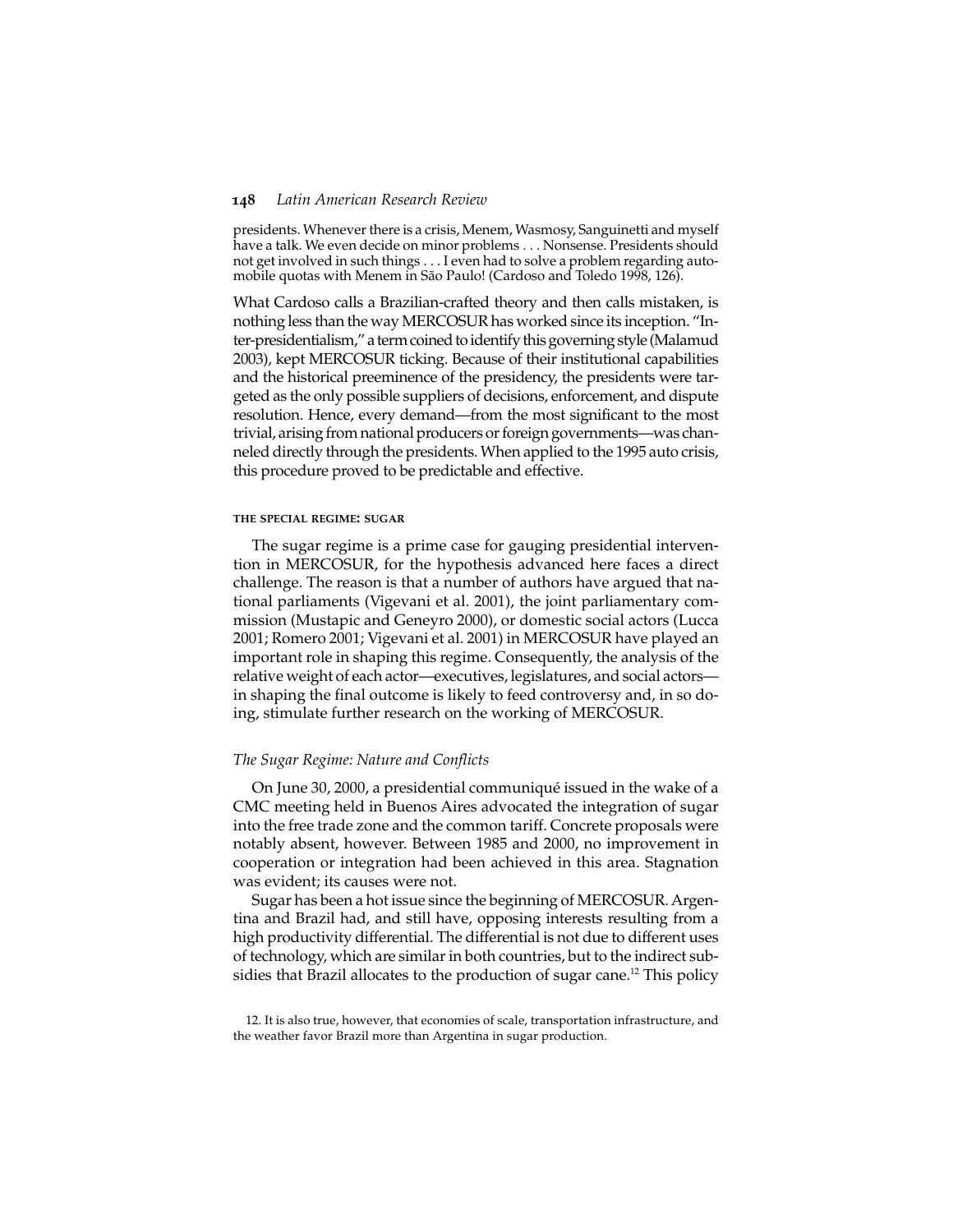presidents. Whenever there is a crisis, Menem, Wasmosy, Sanguinetti and myself have a talk. We even decide on minor problems . . . Nonsense. Presidents should not get involved in such things . . . I even had to solve a problem regarding automobile quotas with Menem in São Paulo! (Cardoso and Toledo 1998, 126).

What Cardoso calls a Brazilian-crafted theory and then calls mistaken, is nothing less than the way MERCOSUR has worked since its inception. "Inter-presidentialism," a term coined to identify this governing style (Malamud 2003), kept MERCOSUR ticking. Because of their institutional capabilities and the historical preeminence of the presidency, the presidents were targeted as the only possible suppliers of decisions, enforcement, and dispute resolution. Hence, every demand—from the most significant to the most trivial, arising from national producers or foreign governments—was channeled directly through the presidents. When applied to the 1995 auto crisis, this procedure proved to be predictable and effective.

### THE SPECIAL REGIME: SUGAR

The sugar regime is a prime case for gauging presidential intervention in MERCOSUR, for the hypothesis advanced here faces a direct challenge. The reason is that a number of authors have argued that national parliaments (Vigevani et al. 2001), the joint parliamentary commission (Mustapic and Geneyro 2000), or domestic social actors (Lucca 2001; Romero 2001; Vigevani et al. 2001) in MERCOSUR have played an important role in shaping this regime. Consequently, the analysis of the relative weight of each actor—executives, legislatures, and social actors—in shaping the final outcome is likely to feed controversy and, in so doing, stimulate further research on the working of MERCOSUR.

#### *The Sugar Regime: Nature and Conflicts*

On June 30, 2000, a presidential communiqué issued in the wake of a CMC meeting held in Buenos Aires advocated the integration of sugar into the free trade zone and the common tariff. Concrete proposals were notably absent, however. Between 1985 and 2000, no improvement in cooperation or integration had been achieved in this area. Stagnation was evident; its causes were not.

Sugar has been a hot issue since the beginning of MERCOSUR. Argentina and Brazil had, and still have, opposing interests resulting from a high productivity differential. The differential is not due to different uses of technology, which are similar in both countries, but to the indirect subsidies that Brazil allocates to the production of sugar cane.[12] This policy

12. It is also true, however, that economies of scale, transportation infrastructure, and the weather favor Brazil more than Argentina in sugar production.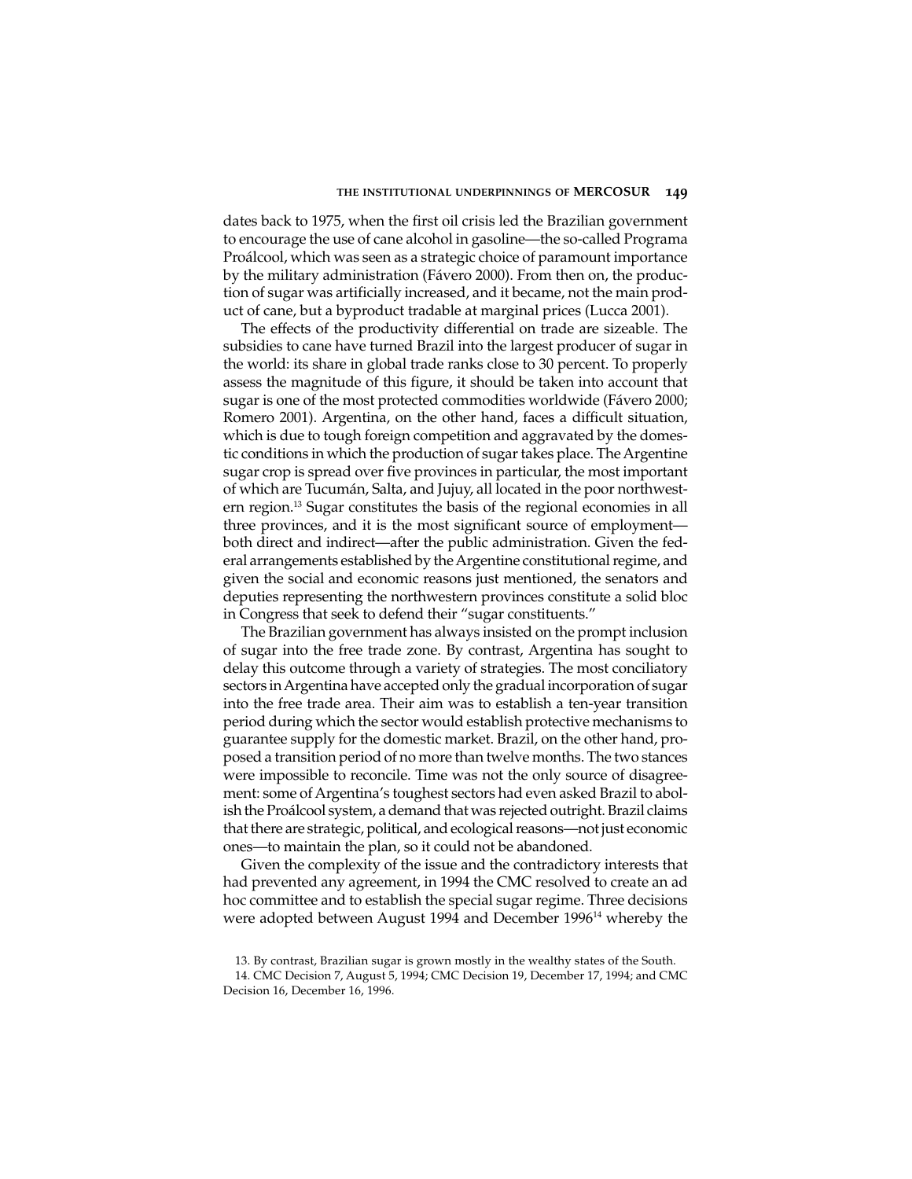dates back to 1975, when the first oil crisis led the Brazilian government to encourage the use of cane alcohol in gasoline—the so-called Programa Proálcool, which was seen as a strategic choice of paramount importance by the military administration (Fávero 2000). From then on, the production of sugar was artificially increased, and it became, not the main product of cane, but a byproduct tradable at marginal prices (Lucca 2001).

The effects of the productivity differential on trade are sizeable. The subsidies to cane have turned Brazil into the largest producer of sugar in the world: its share in global trade ranks close to 30 percent. To properly assess the magnitude of this figure, it should be taken into account that sugar is one of the most protected commodities worldwide (Fávero 2000; Romero 2001). Argentina, on the other hand, faces a difficult situation, which is due to tough foreign competition and aggravated by the domestic conditions in which the production of sugar takes place. The Argentine sugar crop is spread over five provinces in particular, the most important of which are Tucumán, Salta, and Jujuy, all located in the poor northwestern region.[13] Sugar constitutes the basis of the regional economies in all three provinces, and it is the most significant source of employment—both direct and indirect—after the public administration. Given the federal arrangements established by the Argentine constitutional regime, and given the social and economic reasons just mentioned, the senators and deputies representing the northwestern provinces constitute a solid bloc in Congress that seek to defend their "sugar constituents."

The Brazilian government has always insisted on the prompt inclusion of sugar into the free trade zone. By contrast, Argentina has sought to delay this outcome through a variety of strategies. The most conciliatory sectors in Argentina have accepted only the gradual incorporation of sugar into the free trade area. Their aim was to establish a ten-year transition period during which the sector would establish protective mechanisms to guarantee supply for the domestic market. Brazil, on the other hand, proposed a transition period of no more than twelve months. The two stances were impossible to reconcile. Time was not the only source of disagreement: some of Argentina's toughest sectors had even asked Brazil to abolish the Proálcool system, a demand that was rejected outright. Brazil claims that there are strategic, political, and ecological reasons—not just economic ones—to maintain the plan, so it could not be abandoned.

Given the complexity of the issue and the contradictory interests that had prevented any agreement, in 1994 the CMC resolved to create an ad hoc committee and to establish the special sugar regime. Three decisions were adopted between August 1994 and December 1996[14] whereby the

13. By contrast, Brazilian sugar is grown mostly in the wealthy states of the South.

14. CMC Decision 7, August 5, 1994; CMC Decision 19, December 17, 1994; and CMC Decision 16, December 16, 1996.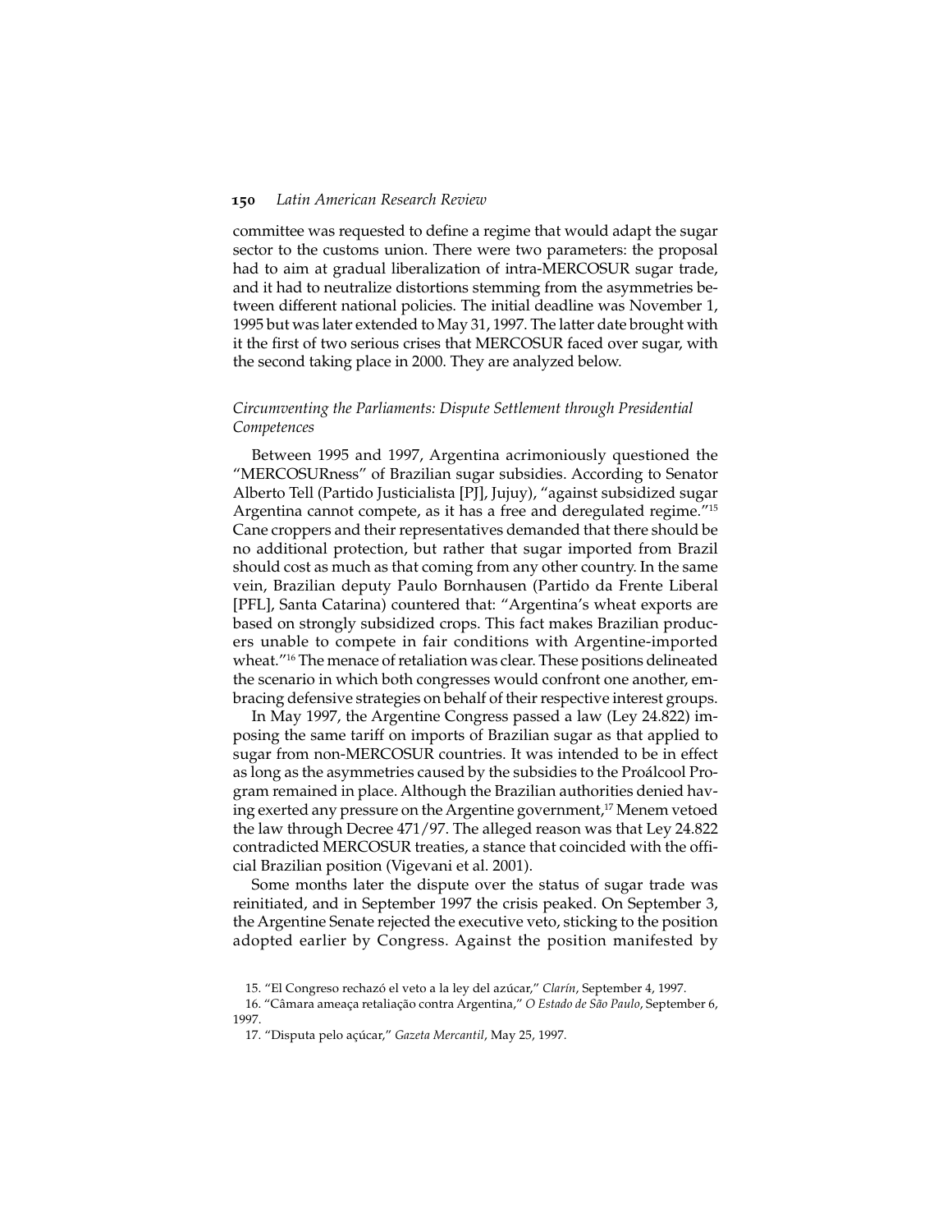committee was requested to define a regime that would adapt the sugar sector to the customs union. There were two parameters: the proposal had to aim at gradual liberalization of intra-MERCOSUR sugar trade, and it had to neutralize distortions stemming from the asymmetries between different national policies. The initial deadline was November 1, 1995 but was later extended to May 31, 1997. The latter date brought with it the first of two serious crises that MERCOSUR faced over sugar, with the second taking place in 2000. They are analyzed below.

### *Circumventing the Parliaments: Dispute Settlement through Presidential Competences*

Between 1995 and 1997, Argentina acrimoniously questioned the "MERCOSURness" of Brazilian sugar subsidies. According to Senator Alberto Tell (Partido Justicialista [PJ], Jujuy), "against subsidized sugar Argentina cannot compete, as it has a free and deregulated regime."[15] Cane croppers and their representatives demanded that there should be no additional protection, but rather that sugar imported from Brazil should cost as much as that coming from any other country. In the same vein, Brazilian deputy Paulo Bornhausen (Partido da Frente Liberal [PFL], Santa Catarina) countered that: "Argentina's wheat exports are based on strongly subsidized crops. This fact makes Brazilian producers unable to compete in fair conditions with Argentine-imported wheat."[16] The menace of retaliation was clear. These positions delineated the scenario in which both congresses would confront one another, embracing defensive strategies on behalf of their respective interest groups.

In May 1997, the Argentine Congress passed a law (Ley 24.822) imposing the same tariff on imports of Brazilian sugar as that applied to sugar from non-MERCOSUR countries. It was intended to be in effect as long as the asymmetries caused by the subsidies to the Proálcool Program remained in place. Although the Brazilian authorities denied having exerted any pressure on the Argentine government,[17] Menem vetoed the law through Decree 471/97. The alleged reason was that Ley 24.822 contradicted MERCOSUR treaties, a stance that coincided with the official Brazilian position (Vigevani et al. 2001).

Some months later the dispute over the status of sugar trade was reinitiated, and in September 1997 the crisis peaked. On September 3, the Argentine Senate rejected the executive veto, sticking to the position adopted earlier by Congress. Against the position manifested by

15. "El Congreso rechazó el veto a la ley del azúcar," *Clarín*, September 4, 1997.

16. "Câmara ameaça retaliação contra Argentina," *O Estado de São Paulo*, September 6, 1997.

17. "Disputa pelo açúcar," *Gazeta Mercantil*, May 25, 1997.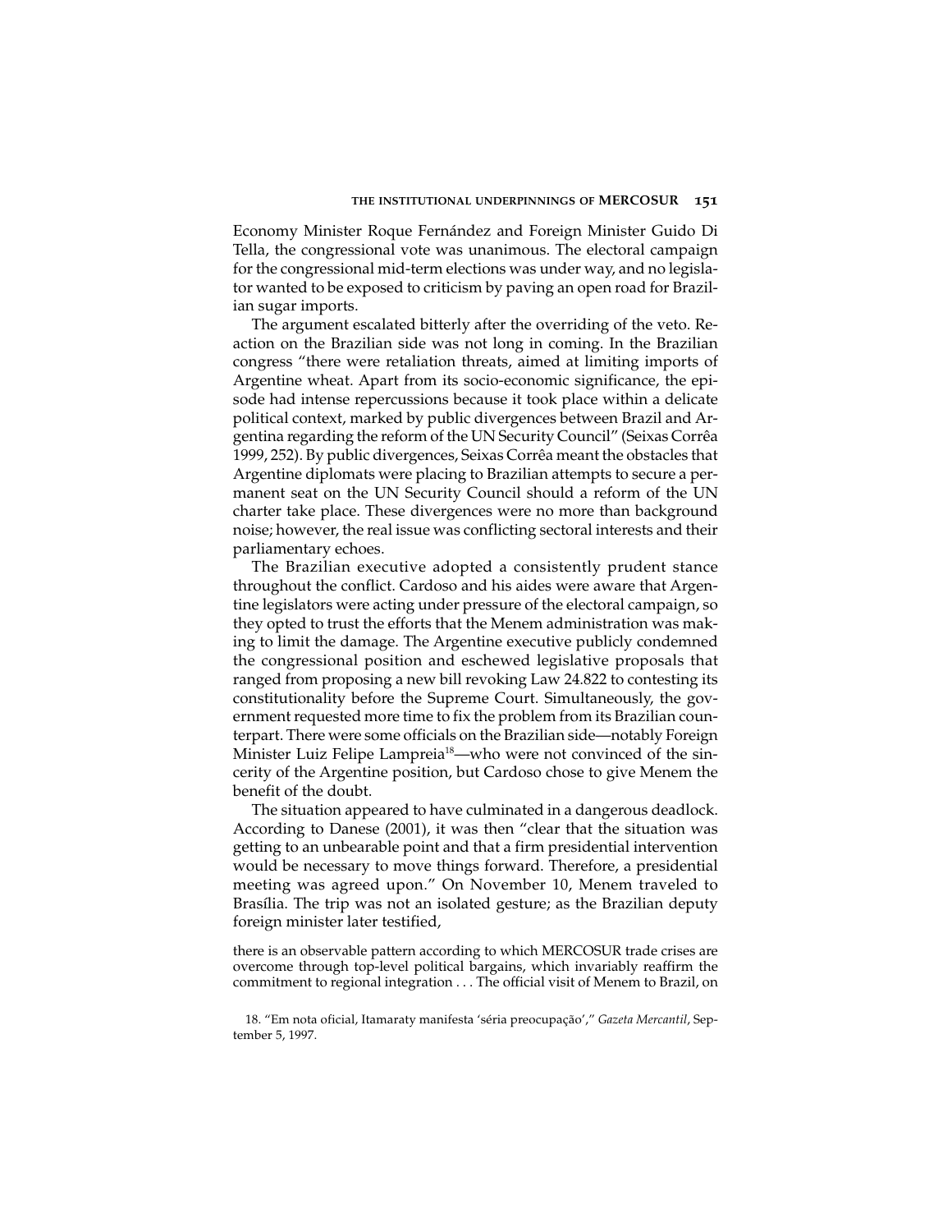Economy Minister Roque Fernández and Foreign Minister Guido Di Tella, the congressional vote was unanimous. The electoral campaign for the congressional mid-term elections was under way, and no legislator wanted to be exposed to criticism by paving an open road for Brazilian sugar imports.

The argument escalated bitterly after the overriding of the veto. Reaction on the Brazilian side was not long in coming. In the Brazilian congress "there were retaliation threats, aimed at limiting imports of Argentine wheat. Apart from its socio-economic significance, the episode had intense repercussions because it took place within a delicate political context, marked by public divergences between Brazil and Argentina regarding the reform of the UN Security Council" (Seixas Corrêa 1999, 252). By public divergences, Seixas Corrêa meant the obstacles that Argentine diplomats were placing to Brazilian attempts to secure a permanent seat on the UN Security Council should a reform of the UN charter take place. These divergences were no more than background noise; however, the real issue was conflicting sectoral interests and their parliamentary echoes.

The Brazilian executive adopted a consistently prudent stance throughout the conflict. Cardoso and his aides were aware that Argentine legislators were acting under pressure of the electoral campaign, so they opted to trust the efforts that the Menem administration was making to limit the damage. The Argentine executive publicly condemned the congressional position and eschewed legislative proposals that ranged from proposing a new bill revoking Law 24.822 to contesting its constitutionality before the Supreme Court. Simultaneously, the government requested more time to fix the problem from its Brazilian counterpart. There were some officials on the Brazilian side—notably Foreign Minister Luiz Felipe Lampreia[18]—who were not convinced of the sincerity of the Argentine position, but Cardoso chose to give Menem the benefit of the doubt.

The situation appeared to have culminated in a dangerous deadlock. According to Danese (2001), it was then "clear that the situation was getting to an unbearable point and that a firm presidential intervention would be necessary to move things forward. Therefore, a presidential meeting was agreed upon." On November 10, Menem traveled to Brasília. The trip was not an isolated gesture; as the Brazilian deputy foreign minister later testified,

> there is an observable pattern according to which MERCOSUR trade crises are overcome through top-level political bargains, which invariably reaffirm the commitment to regional integration . . . The official visit of Menem to Brazil, on

18. "Em nota oficial, Itamaraty manifesta 'séria preocupação'," *Gazeta Mercantil*, September 5, 1997.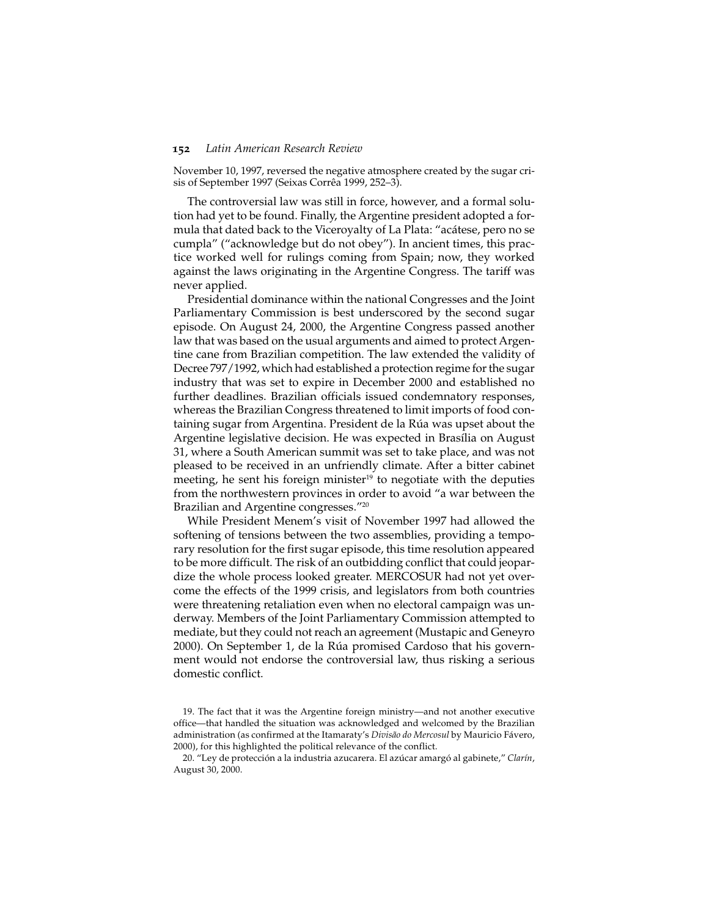November 10, 1997, reversed the negative atmosphere created by the sugar crisis of September 1997 (Seixas Corrêa 1999, 252–3).

The controversial law was still in force, however, and a formal solution had yet to be found. Finally, the Argentine president adopted a formula that dated back to the Viceroyalty of La Plata: "acátese, pero no se cumpla" ("acknowledge but do not obey"). In ancient times, this practice worked well for rulings coming from Spain; now, they worked against the laws originating in the Argentine Congress. The tariff was never applied.

Presidential dominance within the national Congresses and the Joint Parliamentary Commission is best underscored by the second sugar episode. On August 24, 2000, the Argentine Congress passed another law that was based on the usual arguments and aimed to protect Argentine cane from Brazilian competition. The law extended the validity of Decree 797/1992, which had established a protection regime for the sugar industry that was set to expire in December 2000 and established no further deadlines. Brazilian officials issued condemnatory responses, whereas the Brazilian Congress threatened to limit imports of food containing sugar from Argentina. President de la Rúa was upset about the Argentine legislative decision. He was expected in Brasília on August 31, where a South American summit was set to take place, and was not pleased to be received in an unfriendly climate. After a bitter cabinet meeting, he sent his foreign minister[19] to negotiate with the deputies from the northwestern provinces in order to avoid "a war between the Brazilian and Argentine congresses."[20]

While President Menem's visit of November 1997 had allowed the softening of tensions between the two assemblies, providing a temporary resolution for the first sugar episode, this time resolution appeared to be more difficult. The risk of an outbidding conflict that could jeopardize the whole process looked greater. MERCOSUR had not yet overcome the effects of the 1999 crisis, and legislators from both countries were threatening retaliation even when no electoral campaign was underway. Members of the Joint Parliamentary Commission attempted to mediate, but they could not reach an agreement (Mustapic and Geneyro 2000). On September 1, de la Rúa promised Cardoso that his government would not endorse the controversial law, thus risking a serious domestic conflict.

19. The fact that it was the Argentine foreign ministry—and not another executive office—that handled the situation was acknowledged and welcomed by the Brazilian administration (as confirmed at the Itamaraty's *Divisão do Mercosul* by Mauricio Fávero, 2000), for this highlighted the political relevance of the conflict.

20. "Ley de protección a la industria azucarera. El azúcar amargó al gabinete," *Clarín*, August 30, 2000.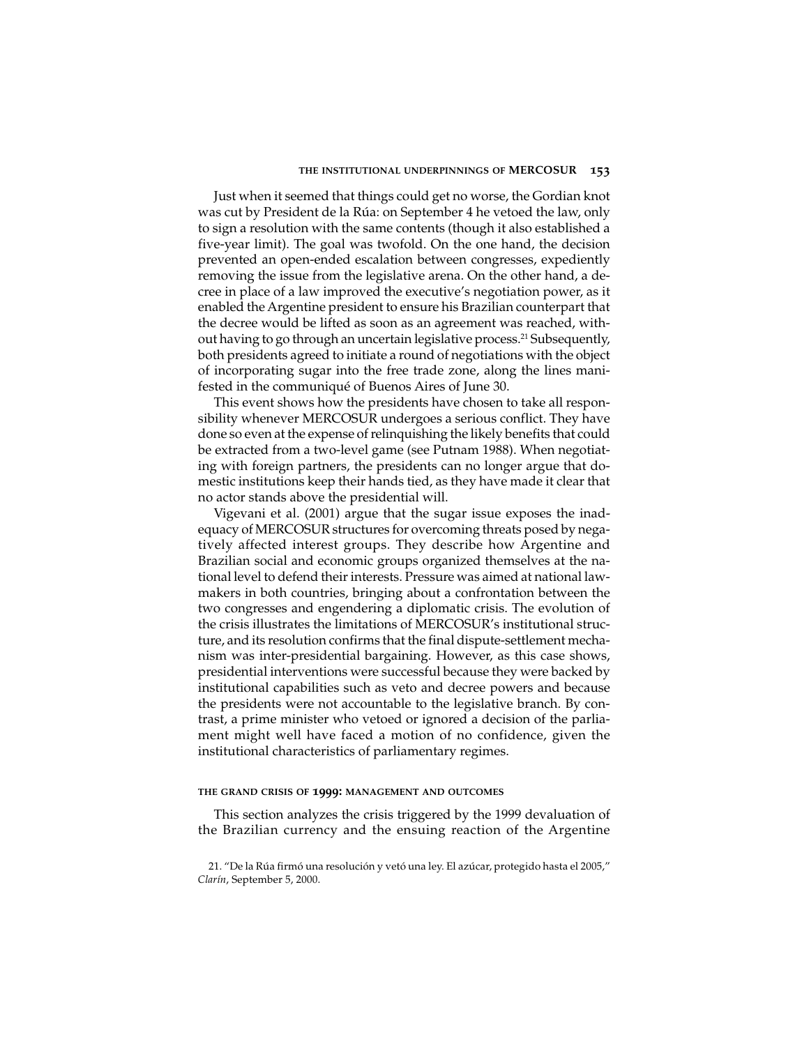Just when it seemed that things could get no worse, the Gordian knot was cut by President de la Rúa: on September 4 he vetoed the law, only to sign a resolution with the same contents (though it also established a five-year limit). The goal was twofold. On the one hand, the decision prevented an open-ended escalation between congresses, expediently removing the issue from the legislative arena. On the other hand, a decree in place of a law improved the executive's negotiation power, as it enabled the Argentine president to ensure his Brazilian counterpart that the decree would be lifted as soon as an agreement was reached, without having to go through an uncertain legislative process.[21] Subsequently, both presidents agreed to initiate a round of negotiations with the object of incorporating sugar into the free trade zone, along the lines manifested in the communiqué of Buenos Aires of June 30.

This event shows how the presidents have chosen to take all responsibility whenever MERCOSUR undergoes a serious conflict. They have done so even at the expense of relinquishing the likely benefits that could be extracted from a two-level game (see Putnam 1988). When negotiating with foreign partners, the presidents can no longer argue that domestic institutions keep their hands tied, as they have made it clear that no actor stands above the presidential will.

Vigevani et al. (2001) argue that the sugar issue exposes the inadequacy of MERCOSUR structures for overcoming threats posed by negatively affected interest groups. They describe how Argentine and Brazilian social and economic groups organized themselves at the national level to defend their interests. Pressure was aimed at national lawmakers in both countries, bringing about a confrontation between the two congresses and engendering a diplomatic crisis. The evolution of the crisis illustrates the limitations of MERCOSUR's institutional structure, and its resolution confirms that the final dispute-settlement mechanism was inter-presidential bargaining. However, as this case shows, presidential interventions were successful because they were backed by institutional capabilities such as veto and decree powers and because the presidents were not accountable to the legislative branch. By contrast, a prime minister who vetoed or ignored a decision of the parliament might well have faced a motion of no confidence, given the institutional characteristics of parliamentary regimes.

## THE GRAND CRISIS OF 1999: MANAGEMENT AND OUTCOMES

This section analyzes the crisis triggered by the 1999 devaluation of the Brazilian currency and the ensuing reaction of the Argentine

21. "De la Rúa firmó una resolución y vetó una ley. El azúcar, protegido hasta el 2005," *Clarín*, September 5, 2000.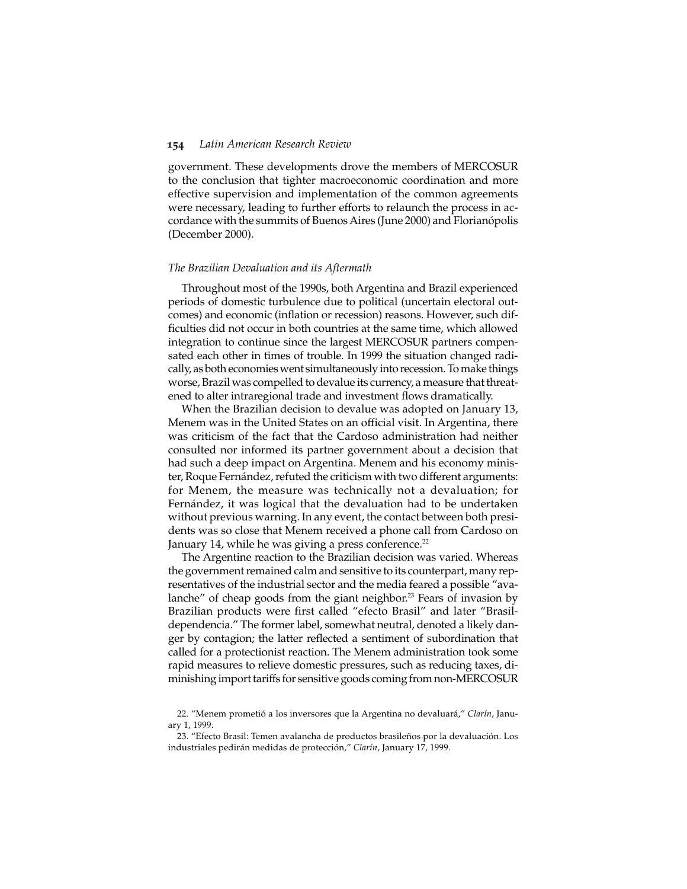government. These developments drove the members of MERCOSUR to the conclusion that tighter macroeconomic coordination and more effective supervision and implementation of the common agreements were necessary, leading to further efforts to relaunch the process in accordance with the summits of Buenos Aires (June 2000) and Florianópolis (December 2000).

### *The Brazilian Devaluation and its Aftermath*

Throughout most of the 1990s, both Argentina and Brazil experienced periods of domestic turbulence due to political (uncertain electoral outcomes) and economic (inflation or recession) reasons. However, such difficulties did not occur in both countries at the same time, which allowed integration to continue since the largest MERCOSUR partners compensated each other in times of trouble. In 1999 the situation changed radically, as both economies went simultaneously into recession. To make things worse, Brazil was compelled to devalue its currency, a measure that threatened to alter intraregional trade and investment flows dramatically.

When the Brazilian decision to devalue was adopted on January 13, Menem was in the United States on an official visit. In Argentina, there was criticism of the fact that the Cardoso administration had neither consulted nor informed its partner government about a decision that had such a deep impact on Argentina. Menem and his economy minister, Roque Fernández, refuted the criticism with two different arguments: for Menem, the measure was technically not a devaluation; for Fernández, it was logical that the devaluation had to be undertaken without previous warning. In any event, the contact between both presidents was so close that Menem received a phone call from Cardoso on January 14, while he was giving a press conference.[22]

The Argentine reaction to the Brazilian decision was varied. Whereas the government remained calm and sensitive to its counterpart, many representatives of the industrial sector and the media feared a possible "avalanche" of cheap goods from the giant neighbor.[23] Fears of invasion by Brazilian products were first called "efecto Brasil" and later "Brasildependencia." The former label, somewhat neutral, denoted a likely danger by contagion; the latter reflected a sentiment of subordination that called for a protectionist reaction. The Menem administration took some rapid measures to relieve domestic pressures, such as reducing taxes, diminishing import tariffs for sensitive goods coming from non-MERCOSUR

22. "Menem prometió a los inversores que la Argentina no devaluará," *Clarín*, January 1, 1999.

23. "Efecto Brasil: Temen avalancha de productos brasileños por la devaluación. Los industriales pedirán medidas de protección," *Clarín*, January 17, 1999.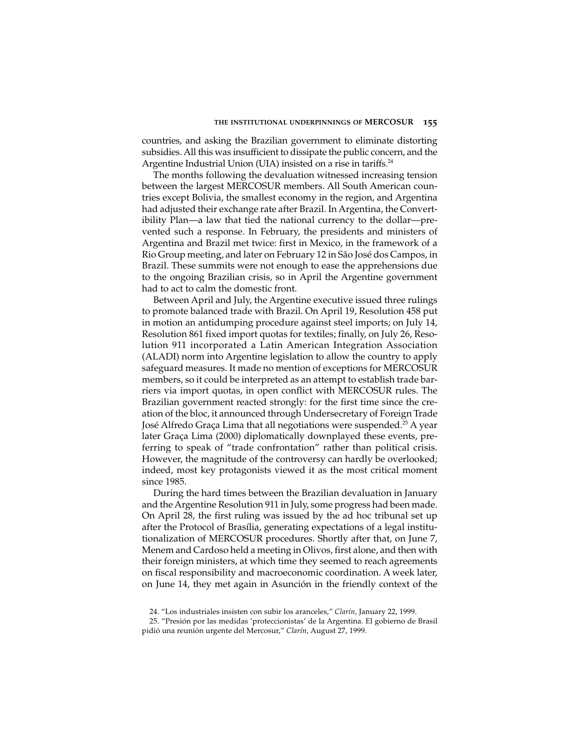countries, and asking the Brazilian government to eliminate distorting subsidies. All this was insufficient to dissipate the public concern, and the Argentine Industrial Union (UIA) insisted on a rise in tariffs.[24]

The months following the devaluation witnessed increasing tension between the largest MERCOSUR members. All South American countries except Bolivia, the smallest economy in the region, and Argentina had adjusted their exchange rate after Brazil. In Argentina, the Convertibility Plan—a law that tied the national currency to the dollar—prevented such a response. In February, the presidents and ministers of Argentina and Brazil met twice: first in Mexico, in the framework of a Rio Group meeting, and later on February 12 in São José dos Campos, in Brazil. These summits were not enough to ease the apprehensions due to the ongoing Brazilian crisis, so in April the Argentine government had to act to calm the domestic front.

Between April and July, the Argentine executive issued three rulings to promote balanced trade with Brazil. On April 19, Resolution 458 put in motion an antidumping procedure against steel imports; on July 14, Resolution 861 fixed import quotas for textiles; finally, on July 26, Resolution 911 incorporated a Latin American Integration Association (ALADI) norm into Argentine legislation to allow the country to apply safeguard measures. It made no mention of exceptions for MERCOSUR members, so it could be interpreted as an attempt to establish trade barriers via import quotas, in open conflict with MERCOSUR rules. The Brazilian government reacted strongly: for the first time since the creation of the bloc, it announced through Undersecretary of Foreign Trade José Alfredo Graça Lima that all negotiations were suspended.[25] A year later Graça Lima (2000) diplomatically downplayed these events, preferring to speak of "trade confrontation" rather than political crisis. However, the magnitude of the controversy can hardly be overlooked; indeed, most key protagonists viewed it as the most critical moment since 1985.

During the hard times between the Brazilian devaluation in January and the Argentine Resolution 911 in July, some progress had been made. On April 28, the first ruling was issued by the ad hoc tribunal set up after the Protocol of Brasília, generating expectations of a legal institutionalization of MERCOSUR procedures. Shortly after that, on June 7, Menem and Cardoso held a meeting in Olivos, first alone, and then with their foreign ministers, at which time they seemed to reach agreements on fiscal responsibility and macroeconomic coordination. A week later, on June 14, they met again in Asunción in the friendly context of the

24. "Los industriales insisten con subir los aranceles," *Clarín*, January 22, 1999.

25. "Presión por las medidas 'proteccionistas' de la Argentina. El gobierno de Brasil pidió una reunión urgente del Mercosur," *Clarín*, August 27, 1999.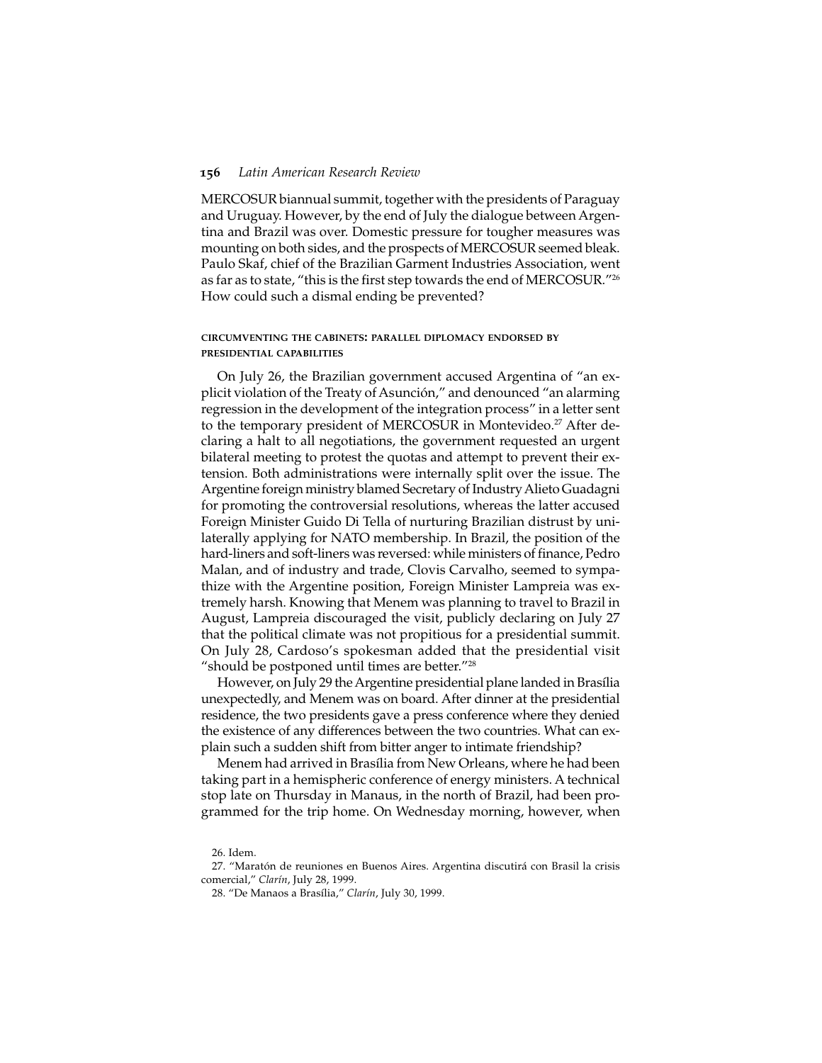MERCOSUR biannual summit, together with the presidents of Paraguay and Uruguay. However, by the end of July the dialogue between Argentina and Brazil was over. Domestic pressure for tougher measures was mounting on both sides, and the prospects of MERCOSUR seemed bleak. Paulo Skaf, chief of the Brazilian Garment Industries Association, went as far as to state, "this is the first step towards the end of MERCOSUR."[26] How could such a dismal ending be prevented?

### CIRCUMVENTING THE CABINETS: PARALLEL DIPLOMACY ENDORSED BY PRESIDENTIAL CAPABILITIES

On July 26, the Brazilian government accused Argentina of "an explicit violation of the Treaty of Asunción," and denounced "an alarming regression in the development of the integration process" in a letter sent to the temporary president of MERCOSUR in Montevideo.[27] After declaring a halt to all negotiations, the government requested an urgent bilateral meeting to protest the quotas and attempt to prevent their extension. Both administrations were internally split over the issue. The Argentine foreign ministry blamed Secretary of Industry Alieto Guadagni for promoting the controversial resolutions, whereas the latter accused Foreign Minister Guido Di Tella of nurturing Brazilian distrust by unilaterally applying for NATO membership. In Brazil, the position of the hard-liners and soft-liners was reversed: while ministers of finance, Pedro Malan, and of industry and trade, Clovis Carvalho, seemed to sympathize with the Argentine position, Foreign Minister Lampreia was extremely harsh. Knowing that Menem was planning to travel to Brazil in August, Lampreia discouraged the visit, publicly declaring on July 27 that the political climate was not propitious for a presidential summit. On July 28, Cardoso's spokesman added that the presidential visit "should be postponed until times are better."[28]

However, on July 29 the Argentine presidential plane landed in Brasília unexpectedly, and Menem was on board. After dinner at the presidential residence, the two presidents gave a press conference where they denied the existence of any differences between the two countries. What can explain such a sudden shift from bitter anger to intimate friendship?

Menem had arrived in Brasília from New Orleans, where he had been taking part in a hemispheric conference of energy ministers. A technical stop late on Thursday in Manaus, in the north of Brazil, had been programmed for the trip home. On Wednesday morning, however, when

26. Idem.

27. "Maratón de reuniones en Buenos Aires. Argentina discutirá con Brasil la crisis comercial," *Clarín*, July 28, 1999.

28. "De Manaos a Brasília," *Clarín*, July 30, 1999.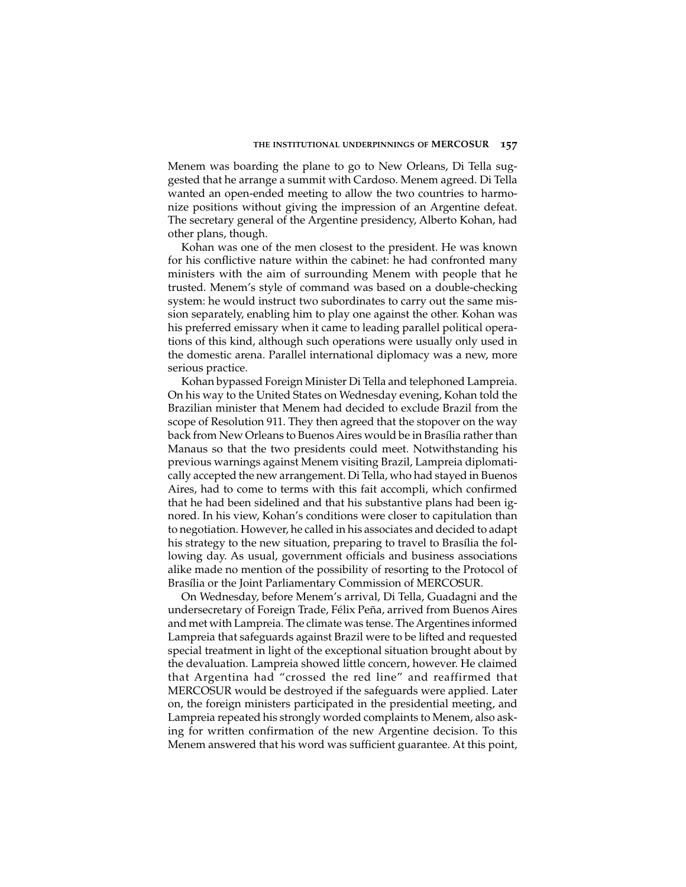Menem was boarding the plane to go to New Orleans, Di Tella suggested that he arrange a summit with Cardoso. Menem agreed. Di Tella wanted an open-ended meeting to allow the two countries to harmonize positions without giving the impression of an Argentine defeat. The secretary general of the Argentine presidency, Alberto Kohan, had other plans, though.

Kohan was one of the men closest to the president. He was known for his conflictive nature within the cabinet: he had confronted many ministers with the aim of surrounding Menem with people that he trusted. Menem's style of command was based on a double-checking system: he would instruct two subordinates to carry out the same mission separately, enabling him to play one against the other. Kohan was his preferred emissary when it came to leading parallel political operations of this kind, although such operations were usually only used in the domestic arena. Parallel international diplomacy was a new, more serious practice.

Kohan bypassed Foreign Minister Di Tella and telephoned Lampreia. On his way to the United States on Wednesday evening, Kohan told the Brazilian minister that Menem had decided to exclude Brazil from the scope of Resolution 911. They then agreed that the stopover on the way back from New Orleans to Buenos Aires would be in Brasília rather than Manaus so that the two presidents could meet. Notwithstanding his previous warnings against Menem visiting Brazil, Lampreia diplomatically accepted the new arrangement. Di Tella, who had stayed in Buenos Aires, had to come to terms with this fait accompli, which confirmed that he had been sidelined and that his substantive plans had been ignored. In his view, Kohan's conditions were closer to capitulation than to negotiation. However, he called in his associates and decided to adapt his strategy to the new situation, preparing to travel to Brasília the following day. As usual, government officials and business associations alike made no mention of the possibility of resorting to the Protocol of Brasília or the Joint Parliamentary Commission of MERCOSUR.

On Wednesday, before Menem's arrival, Di Tella, Guadagni and the undersecretary of Foreign Trade, Félix Peña, arrived from Buenos Aires and met with Lampreia. The climate was tense. The Argentines informed Lampreia that safeguards against Brazil were to be lifted and requested special treatment in light of the exceptional situation brought about by the devaluation. Lampreia showed little concern, however. He claimed that Argentina had "crossed the red line" and reaffirmed that MERCOSUR would be destroyed if the safeguards were applied. Later on, the foreign ministers participated in the presidential meeting, and Lampreia repeated his strongly worded complaints to Menem, also asking for written confirmation of the new Argentine decision. To this Menem answered that his word was sufficient guarantee. At this point,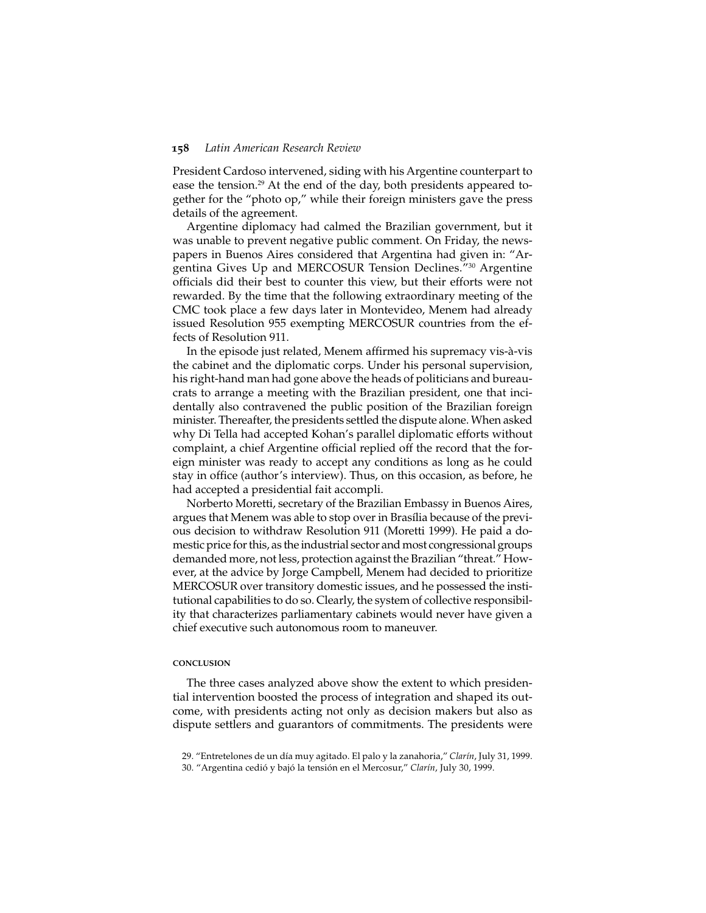President Cardoso intervened, siding with his Argentine counterpart to ease the tension.[29] At the end of the day, both presidents appeared together for the "photo op," while their foreign ministers gave the press details of the agreement.

Argentine diplomacy had calmed the Brazilian government, but it was unable to prevent negative public comment. On Friday, the newspapers in Buenos Aires considered that Argentina had given in: "Argentina Gives Up and MERCOSUR Tension Declines."[30] Argentine officials did their best to counter this view, but their efforts were not rewarded. By the time that the following extraordinary meeting of the CMC took place a few days later in Montevideo, Menem had already issued Resolution 955 exempting MERCOSUR countries from the effects of Resolution 911.

In the episode just related, Menem affirmed his supremacy vis-à-vis the cabinet and the diplomatic corps. Under his personal supervision, his right-hand man had gone above the heads of politicians and bureaucrats to arrange a meeting with the Brazilian president, one that incidentally also contravened the public position of the Brazilian foreign minister. Thereafter, the presidents settled the dispute alone. When asked why Di Tella had accepted Kohan's parallel diplomatic efforts without complaint, a chief Argentine official replied off the record that the foreign minister was ready to accept any conditions as long as he could stay in office (author's interview). Thus, on this occasion, as before, he had accepted a presidential fait accompli.

Norberto Moretti, secretary of the Brazilian Embassy in Buenos Aires, argues that Menem was able to stop over in Brasília because of the previous decision to withdraw Resolution 911 (Moretti 1999). He paid a domestic price for this, as the industrial sector and most congressional groups demanded more, not less, protection against the Brazilian "threat." However, at the advice by Jorge Campbell, Menem had decided to prioritize MERCOSUR over transitory domestic issues, and he possessed the institutional capabilities to do so. Clearly, the system of collective responsibility that characterizes parliamentary cabinets would never have given a chief executive such autonomous room to maneuver.

## CONCLUSION

The three cases analyzed above show the extent to which presidential intervention boosted the process of integration and shaped its outcome, with presidents acting not only as decision makers but also as dispute settlers and guarantors of commitments. The presidents were

29. "Entretelones de un día muy agitado. El palo y la zanahoria," *Clarín*, July 31, 1999.

30. "Argentina cedió y bajó la tensión en el Mercosur," *Clarín*, July 30, 1999.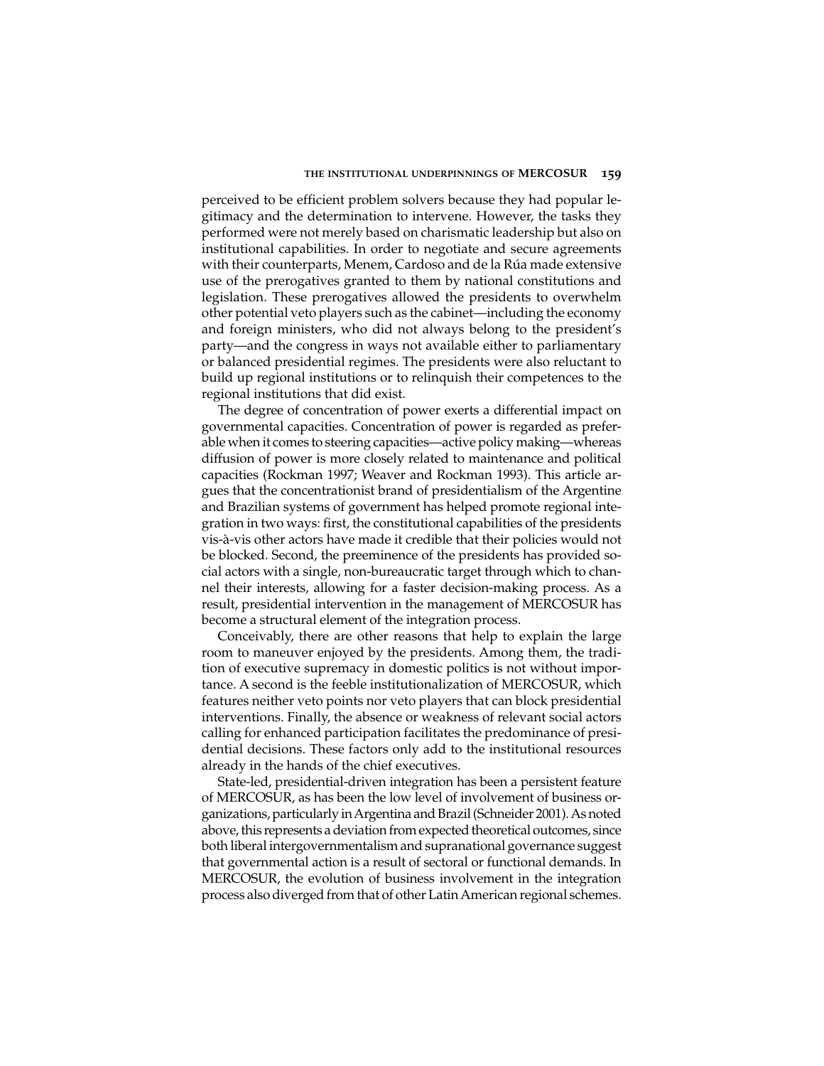perceived to be efficient problem solvers because they had popular legitimacy and the determination to intervene. However, the tasks they performed were not merely based on charismatic leadership but also on institutional capabilities. In order to negotiate and secure agreements with their counterparts, Menem, Cardoso and de la Rúa made extensive use of the prerogatives granted to them by national constitutions and legislation. These prerogatives allowed the presidents to overwhelm other potential veto players such as the cabinet—including the economy and foreign ministers, who did not always belong to the president's party—and the congress in ways not available either to parliamentary or balanced presidential regimes. The presidents were also reluctant to build up regional institutions or to relinquish their competences to the regional institutions that did exist.

The degree of concentration of power exerts a differential impact on governmental capacities. Concentration of power is regarded as preferable when it comes to steering capacities—active policy making—whereas diffusion of power is more closely related to maintenance and political capacities (Rockman 1997; Weaver and Rockman 1993). This article argues that the concentrationist brand of presidentialism of the Argentine and Brazilian systems of government has helped promote regional integration in two ways: first, the constitutional capabilities of the presidents vis-à-vis other actors have made it credible that their policies would not be blocked. Second, the preeminence of the presidents has provided social actors with a single, non-bureaucratic target through which to channel their interests, allowing for a faster decision-making process. As a result, presidential intervention in the management of MERCOSUR has become a structural element of the integration process.

Conceivably, there are other reasons that help to explain the large room to maneuver enjoyed by the presidents. Among them, the tradition of executive supremacy in domestic politics is not without importance. A second is the feeble institutionalization of MERCOSUR, which features neither veto points nor veto players that can block presidential interventions. Finally, the absence or weakness of relevant social actors calling for enhanced participation facilitates the predominance of presidential decisions. These factors only add to the institutional resources already in the hands of the chief executives.

State-led, presidential-driven integration has been a persistent feature of MERCOSUR, as has been the low level of involvement of business organizations, particularly in Argentina and Brazil (Schneider 2001). As noted above, this represents a deviation from expected theoretical outcomes, since both liberal intergovernmentalism and supranational governance suggest that governmental action is a result of sectoral or functional demands. In MERCOSUR, the evolution of business involvement in the integration process also diverged from that of other Latin American regional schemes.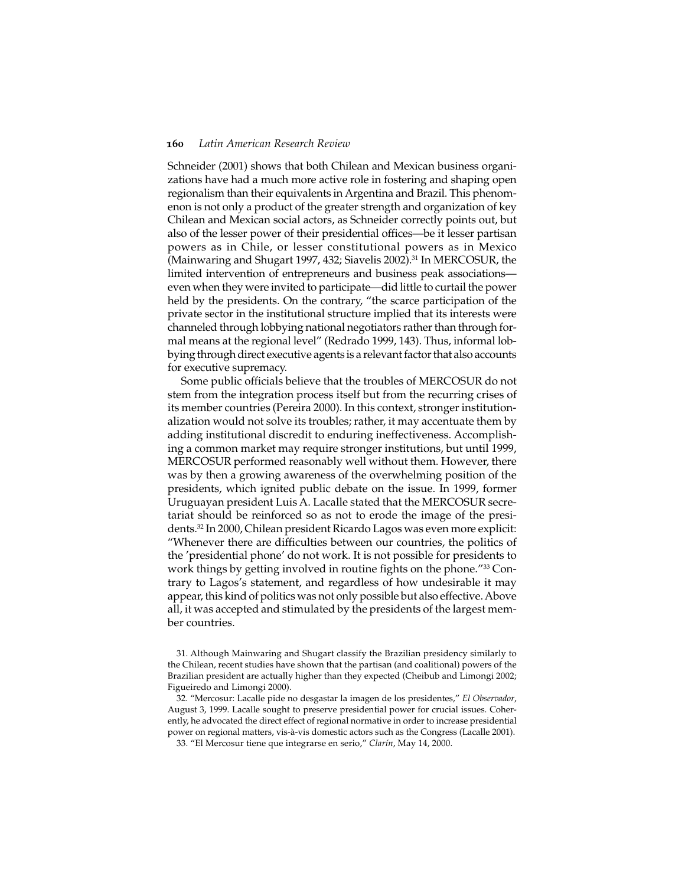Schneider (2001) shows that both Chilean and Mexican business organizations have had a much more active role in fostering and shaping open regionalism than their equivalents in Argentina and Brazil. This phenomenon is not only a product of the greater strength and organization of key Chilean and Mexican social actors, as Schneider correctly points out, but also of the lesser power of their presidential offices—be it lesser partisan powers as in Chile, or lesser constitutional powers as in Mexico (Mainwaring and Shugart 1997, 432; Siavelis 2002).[31] In MERCOSUR, the limited intervention of entrepreneurs and business peak associations—even when they were invited to participate—did little to curtail the power held by the presidents. On the contrary, "the scarce participation of the private sector in the institutional structure implied that its interests were channeled through lobbying national negotiators rather than through formal means at the regional level" (Redrado 1999, 143). Thus, informal lobbying through direct executive agents is a relevant factor that also accounts for executive supremacy.

Some public officials believe that the troubles of MERCOSUR do not stem from the integration process itself but from the recurring crises of its member countries (Pereira 2000). In this context, stronger institutionalization would not solve its troubles; rather, it may accentuate them by adding institutional discredit to enduring ineffectiveness. Accomplishing a common market may require stronger institutions, but until 1999, MERCOSUR performed reasonably well without them. However, there was by then a growing awareness of the overwhelming position of the presidents, which ignited public debate on the issue. In 1999, former Uruguayan president Luis A. Lacalle stated that the MERCOSUR secretariat should be reinforced so as not to erode the image of the presidents.[32] In 2000, Chilean president Ricardo Lagos was even more explicit: "Whenever there are difficulties between our countries, the politics of the 'presidential phone' do not work. It is not possible for presidents to work things by getting involved in routine fights on the phone."[33] Contrary to Lagos's statement, and regardless of how undesirable it may appear, this kind of politics was not only possible but also effective. Above all, it was accepted and stimulated by the presidents of the largest member countries.

31. Although Mainwaring and Shugart classify the Brazilian presidency similarly to the Chilean, recent studies have shown that the partisan (and coalitional) powers of the Brazilian president are actually higher than they expected (Cheibub and Limongi 2002; Figueiredo and Limongi 2000).

32. "Mercosur: Lacalle pide no desgastar la imagen de los presidentes," *El Observador*, August 3, 1999. Lacalle sought to preserve presidential power for crucial issues. Coherently, he advocated the direct effect of regional normative in order to increase presidential power on regional matters, vis-à-vis domestic actors such as the Congress (Lacalle 2001).

33. "El Mercosur tiene que integrarse en serio," *Clarín*, May 14, 2000.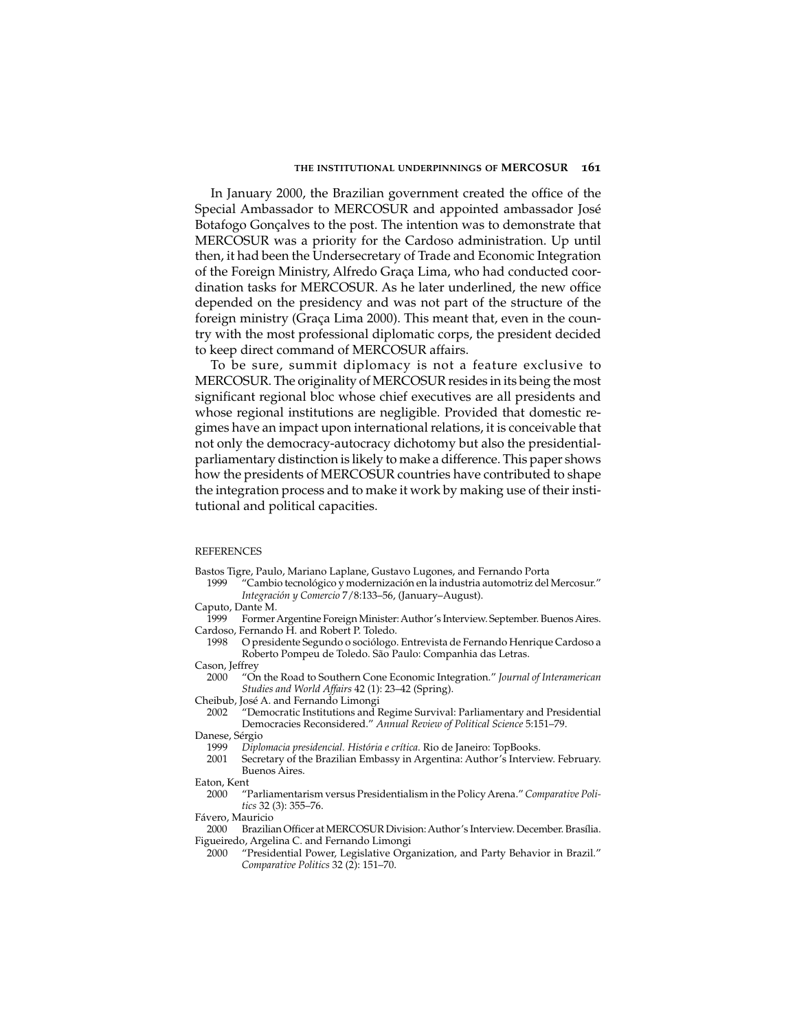In January 2000, the Brazilian government created the office of the Special Ambassador to MERCOSUR and appointed ambassador José Botafogo Gonçalves to the post. The intention was to demonstrate that MERCOSUR was a priority for the Cardoso administration. Up until then, it had been the Undersecretary of Trade and Economic Integration of the Foreign Ministry, Alfredo Graça Lima, who had conducted coordination tasks for MERCOSUR. As he later underlined, the new office depended on the presidency and was not part of the structure of the foreign ministry (Graça Lima 2000). This meant that, even in the country with the most professional diplomatic corps, the president decided to keep direct command of MERCOSUR affairs.

To be sure, summit diplomacy is not a feature exclusive to MERCOSUR. The originality of MERCOSUR resides in its being the most significant regional bloc whose chief executives are all presidents and whose regional institutions are negligible. Provided that domestic regimes have an impact upon international relations, it is conceivable that not only the democracy-autocracy dichotomy but also the presidential-parliamentary distinction is likely to make a difference. This paper shows how the presidents of MERCOSUR countries have contributed to shape the integration process and to make it work by making use of their institutional and political capacities.

## REFERENCES

Bastos Tigre, Paulo, Mariano Laplane, Gustavo Lugones, and Fernando Porta
1999 "Cambio tecnológico y modernización en la industria automotriz del Mercosur." *Integración y Comercio* 7/8:133–56, (January–August).

Caputo, Dante M.
1999 Former Argentine Foreign Minister: Author's Interview. September. Buenos Aires.

Cardoso, Fernando H. and Robert P. Toledo.
1998 O presidente Segundo o sociólogo. Entrevista de Fernando Henrique Cardoso a Roberto Pompeu de Toledo. São Paulo: Companhia das Letras.

Cason, Jeffrey
2000 "On the Road to Southern Cone Economic Integration." *Journal of Interamerican Studies and World Affairs* 42 (1): 23–42 (Spring).

Cheibub, José A. and Fernando Limongi
2002 "Democratic Institutions and Regime Survival: Parliamentary and Presidential Democracies Reconsidered." *Annual Review of Political Science* 5:151–79.

Danese, Sérgio
1999 *Diplomacia presidencial. História e crítica.* Rio de Janeiro: TopBooks.
2001 Secretary of the Brazilian Embassy in Argentina: Author's Interview. February. Buenos Aires.

Eaton, Kent
2000 "Parliamentarism versus Presidentialism in the Policy Arena." *Comparative Politics* 32 (3): 355–76.

Fávero, Mauricio
2000 Brazilian Officer at MERCOSUR Division: Author's Interview. December. Brasília.

Figueiredo, Argelina C. and Fernando Limongi
2000 "Presidential Power, Legislative Organization, and Party Behavior in Brazil." *Comparative Politics* 32 (2): 151–70.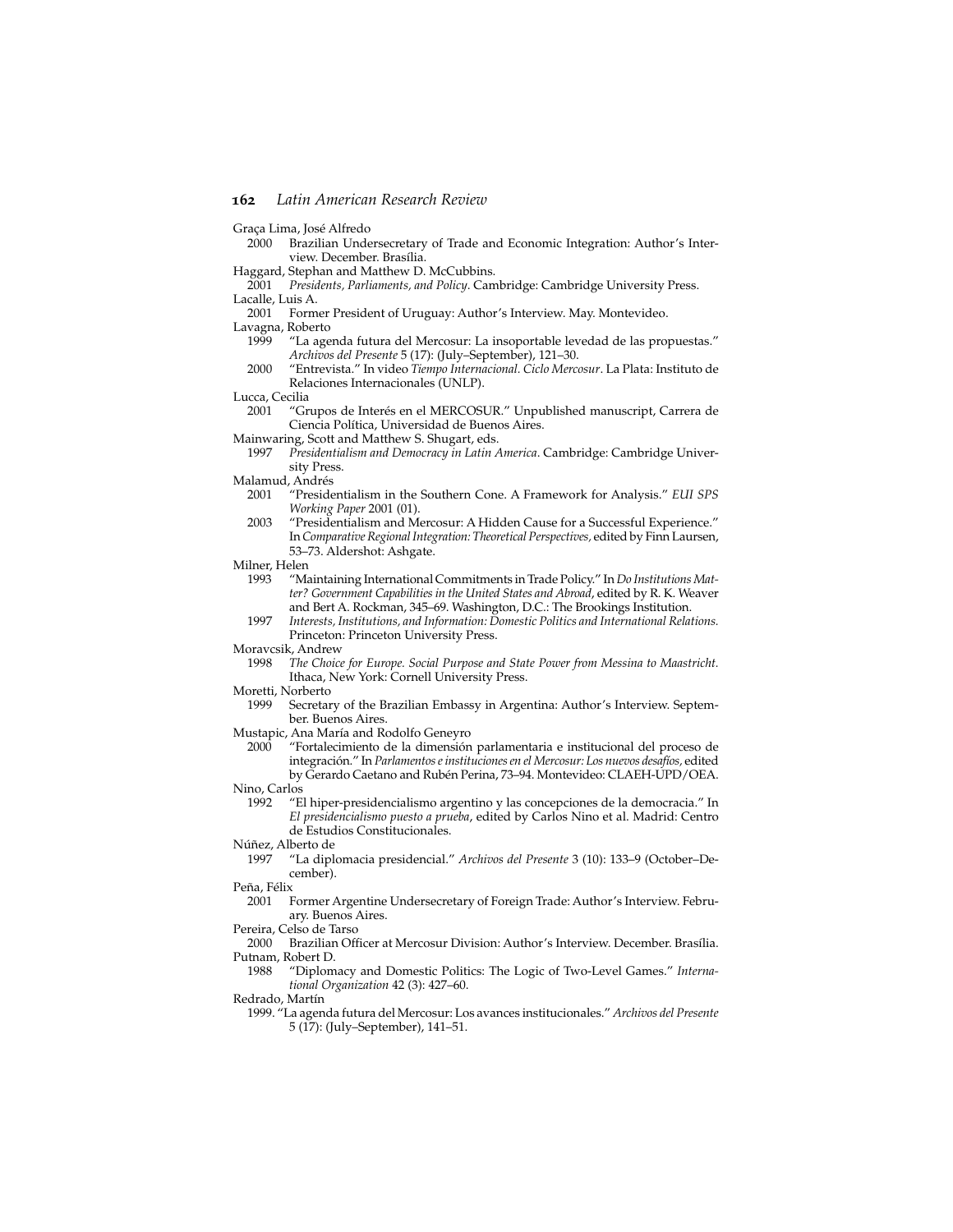Graça Lima, José Alfredo

2000 Brazilian Undersecretary of Trade and Economic Integration: Author's Interview. December. Brasília.

Haggard, Stephan and Matthew D. McCubbins.

2001 *Presidents, Parliaments, and Policy*. Cambridge: Cambridge University Press.

Lacalle, Luis A.

2001 Former President of Uruguay: Author's Interview. May. Montevideo.

Lavagna, Roberto

1999 "La agenda futura del Mercosur: La insoportable levedad de las propuestas." *Archivos del Presente* 5 (17): (July–September), 121–30.

2000 "Entrevista." In video *Tiempo Internacional. Ciclo Mercosur*. La Plata: Instituto de Relaciones Internacionales (UNLP).

Lucca, Cecilia

2001 "Grupos de Interés en el MERCOSUR." Unpublished manuscript, Carrera de Ciencia Política, Universidad de Buenos Aires.

Mainwaring, Scott and Matthew S. Shugart, eds.

1997 *Presidentialism and Democracy in Latin America*. Cambridge: Cambridge University Press.

Malamud, Andrés

2001 "Presidentialism in the Southern Cone. A Framework for Analysis." *EUI SPS Working Paper* 2001 (01).

2003 "Presidentialism and Mercosur: A Hidden Cause for a Successful Experience." In *Comparative Regional Integration: Theoretical Perspectives*, edited by Finn Laursen, 53–73. Aldershot: Ashgate.

Milner, Helen

1993 "Maintaining International Commitments in Trade Policy." In *Do Institutions Matter? Government Capabilities in the United States and Abroad*, edited by R. K. Weaver and Bert A. Rockman, 345–69. Washington, D.C.: The Brookings Institution.

1997 *Interests, Institutions, and Information: Domestic Politics and International Relations.* Princeton: Princeton University Press.

Moravcsik, Andrew

1998 *The Choice for Europe. Social Purpose and State Power from Messina to Maastricht*. Ithaca, New York: Cornell University Press.

Moretti, Norberto

1999 Secretary of the Brazilian Embassy in Argentina: Author's Interview. September. Buenos Aires.

Mustapic, Ana María and Rodolfo Geneyro

2000 "Fortalecimiento de la dimensión parlamentaria e institucional del proceso de integración." In *Parlamentos e instituciones en el Mercosur: Los nuevos desafíos*, edited by Gerardo Caetano and Rubén Perina, 73–94. Montevideo: CLAEH-UPD/OEA.

Nino, Carlos

1992 "El hiper-presidencialismo argentino y las concepciones de la democracia." In *El presidencialismo puesto a prueba*, edited by Carlos Nino et al. Madrid: Centro de Estudios Constitucionales.

Núñez, Alberto de

1997 "La diplomacia presidencial." *Archivos del Presente* 3 (10): 133–9 (October–December).

Peña, Félix

2001 Former Argentine Undersecretary of Foreign Trade: Author's Interview. February. Buenos Aires.

Pereira, Celso de Tarso

2000 Brazilian Officer at Mercosur Division: Author's Interview. December. Brasília.

Putnam, Robert D.

1988 "Diplomacy and Domestic Politics: The Logic of Two-Level Games." *International Organization* 42 (3): 427–60.

Redrado, Martín

1999. "La agenda futura del Mercosur: Los avances institucionales." *Archivos del Presente* 5 (17): (July–September), 141–51.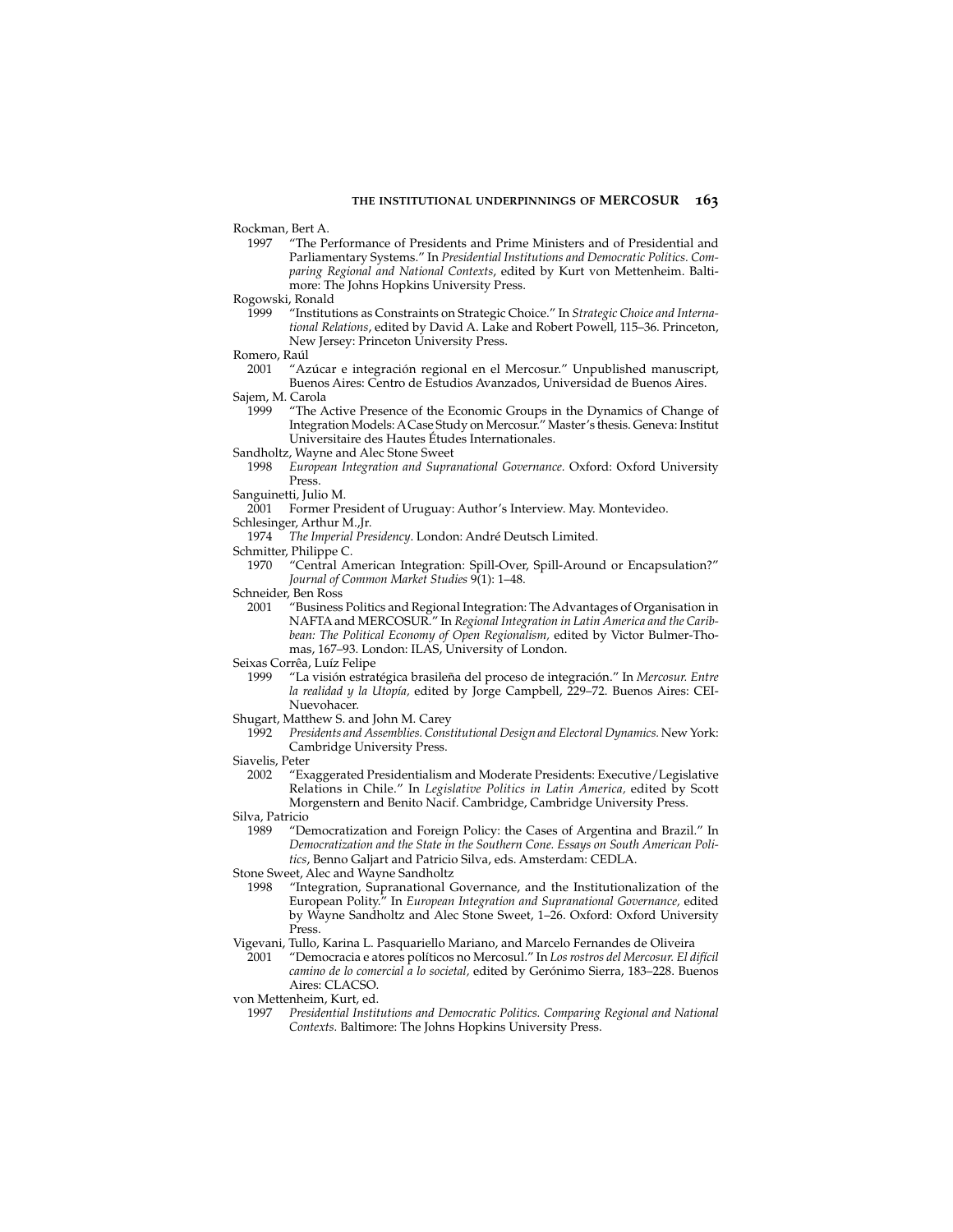Rockman, Bert A.

1997 "The Performance of Presidents and Prime Ministers and of Presidential and Parliamentary Systems." In *Presidential Institutions and Democratic Politics. Comparing Regional and National Contexts*, edited by Kurt von Mettenheim. Baltimore: The Johns Hopkins University Press.

Rogowski, Ronald

1999 "Institutions as Constraints on Strategic Choice." In *Strategic Choice and International Relations*, edited by David A. Lake and Robert Powell, 115–36. Princeton, New Jersey: Princeton University Press.

Romero, Raúl

2001 "Azúcar e integración regional en el Mercosur." Unpublished manuscript, Buenos Aires: Centro de Estudios Avanzados, Universidad de Buenos Aires.

Sajem, M. Carola

1999 "The Active Presence of the Economic Groups in the Dynamics of Change of Integration Models: A Case Study on Mercosur." Master's thesis. Geneva: Institut Universitaire des Hautes Études Internationales.

Sandholtz, Wayne and Alec Stone Sweet

1998 *European Integration and Supranational Governance.* Oxford: Oxford University Press.

Sanguinetti, Julio M.

2001 Former President of Uruguay: Author's Interview. May. Montevideo.

Schlesinger, Arthur M.,Jr.

1974 *The Imperial Presidency*. London: André Deutsch Limited.

Schmitter, Philippe C.

1970 "Central American Integration: Spill-Over, Spill-Around or Encapsulation?" *Journal of Common Market Studies* 9(1): 1–48.

Schneider, Ben Ross

2001 "Business Politics and Regional Integration: The Advantages of Organisation in NAFTA and MERCOSUR." In *Regional Integration in Latin America and the Caribbean: The Political Economy of Open Regionalism,* edited by Victor Bulmer-Thomas, 167–93. London: ILAS, University of London.

Seixas Corrêa, Luíz Felipe

1999 "La visión estratégica brasileña del proceso de integración." In *Mercosur. Entre la realidad y la Utopía,* edited by Jorge Campbell, 229–72. Buenos Aires: CEI-Nuevohacer.

Shugart, Matthew S. and John M. Carey

1992 *Presidents and Assemblies. Constitutional Design and Electoral Dynamics.* New York: Cambridge University Press.

Siavelis, Peter

2002 "Exaggerated Presidentialism and Moderate Presidents: Executive/Legislative Relations in Chile." In *Legislative Politics in Latin America,* edited by Scott Morgenstern and Benito Nacif. Cambridge, Cambridge University Press.

Silva, Patricio

1989 "Democratization and Foreign Policy: the Cases of Argentina and Brazil." In *Democratization and the State in the Southern Cone. Essays on South American Politics*, Benno Galjart and Patricio Silva, eds. Amsterdam: CEDLA.

Stone Sweet, Alec and Wayne Sandholtz

1998 "Integration, Supranational Governance, and the Institutionalization of the European Polity." In *European Integration and Supranational Governance,* edited by Wayne Sandholtz and Alec Stone Sweet, 1–26. Oxford: Oxford University Press.

Vigevani, Tullo, Karina L. Pasquariello Mariano, and Marcelo Fernandes de Oliveira

2001 "Democracia e atores políticos no Mercosul." In *Los rostros del Mercosur. El difícil camino de lo comercial a lo societal,* edited by Gerónimo Sierra, 183–228. Buenos Aires: CLACSO.

von Mettenheim, Kurt, ed.

1997 *Presidential Institutions and Democratic Politics. Comparing Regional and National Contexts.* Baltimore: The Johns Hopkins University Press.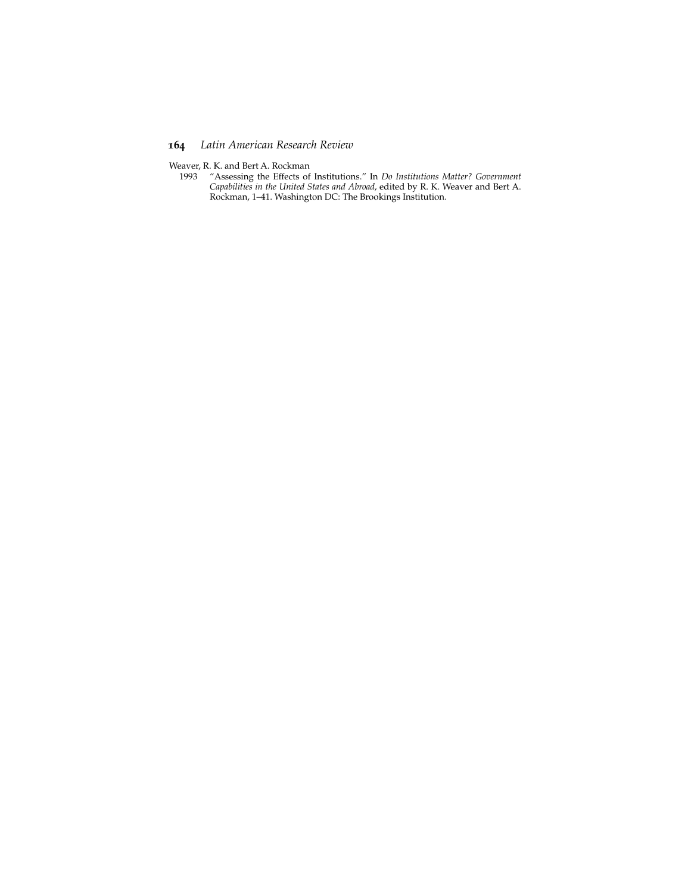Weaver, R. K. and Bert A. Rockman
1993 "Assessing the Effects of Institutions." In *Do Institutions Matter? Government Capabilities in the United States and Abroad*, edited by R. K. Weaver and Bert A. Rockman, 1–41. Washington DC: The Brookings Institution.